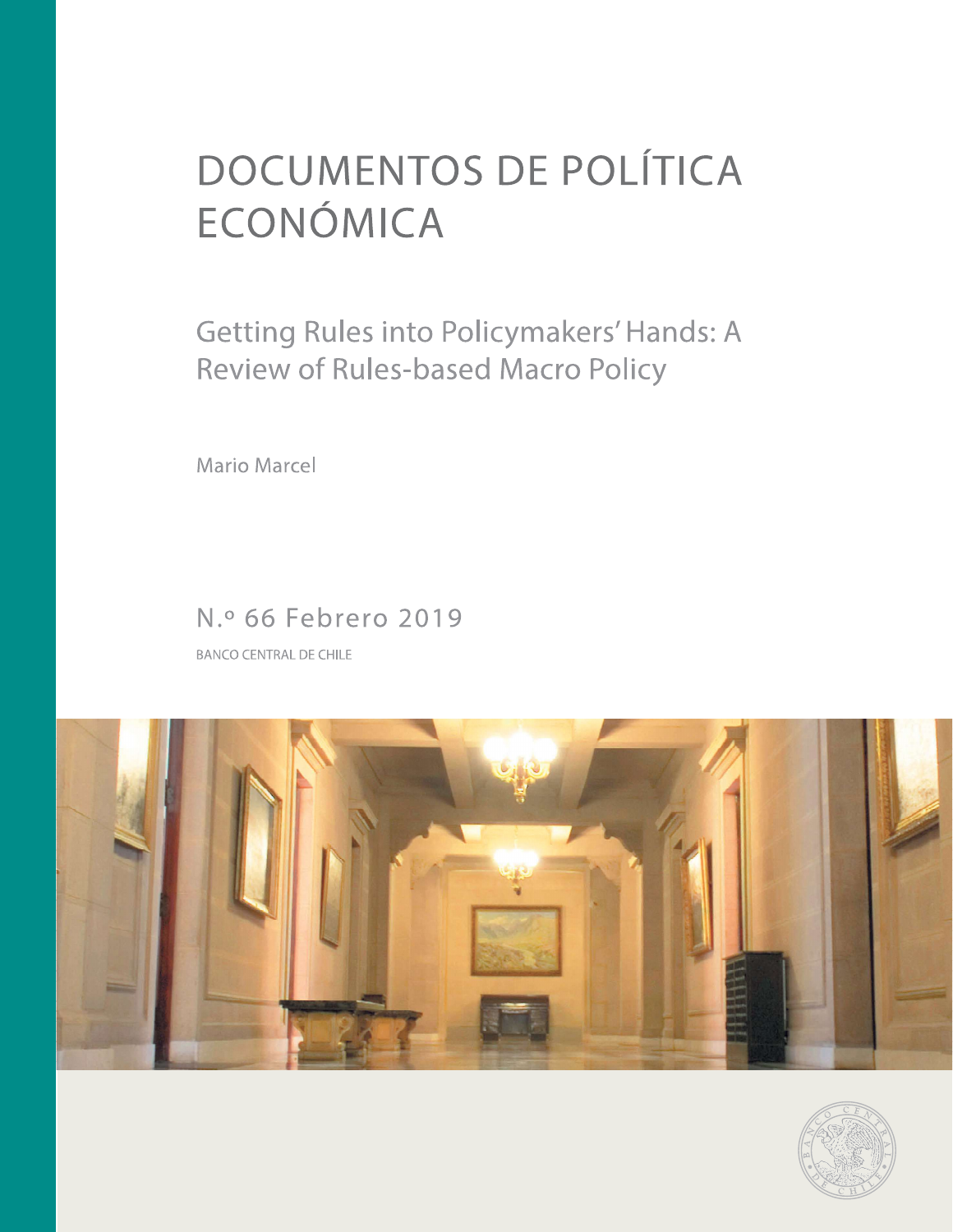# DOCUMENTOS DE POLÍTICA ECONÓMICA

## Getting Rules into Policymakers' Hands: A Review of Rules-based Macro Policy

Mario Marcel

N.º 66 Febrero 2019

BANCO CENTRAL DE CHILE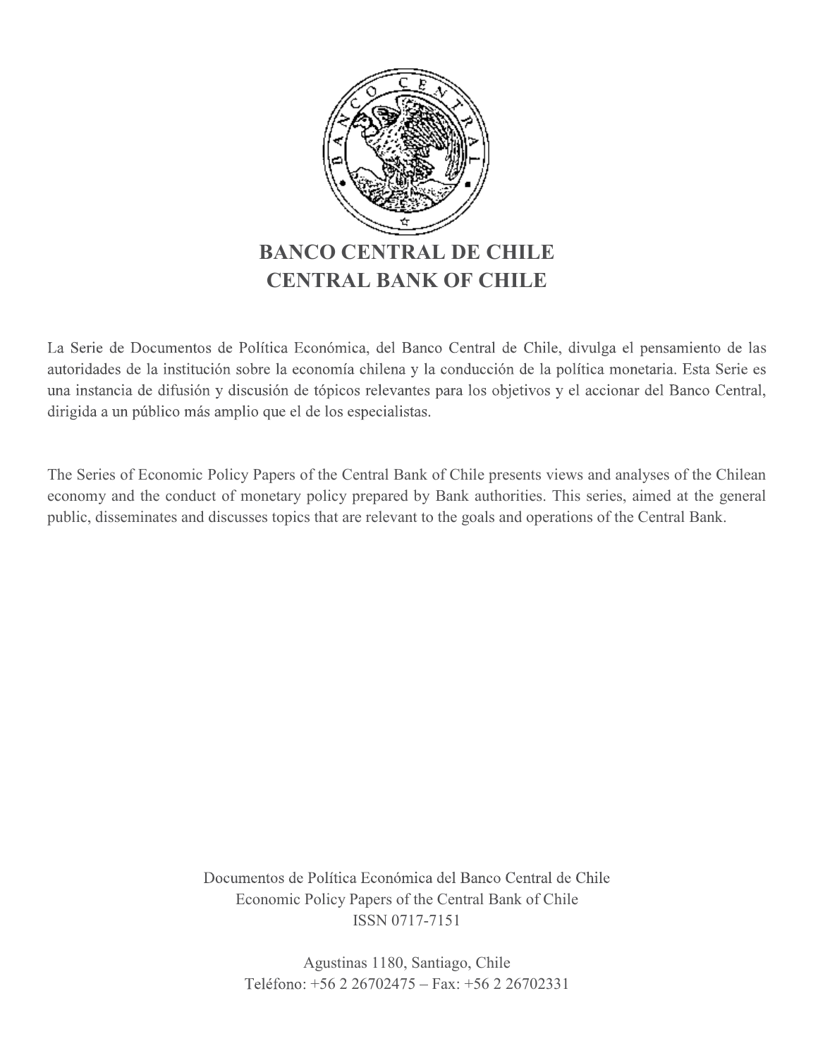# BANCO CENTRAL DE CHILE
# CENTRAL BANK OF CHILE

La Serie de Documentos de Política Económica, del Banco Central de Chile, divulga el pensamiento de las autoridades de la institución sobre la economía chilena y la conducción de la política monetaria. Esta Serie es una instancia de difusión y discusión de tópicos relevantes para los objetivos y el accionar del Banco Central, dirigida a un público más amplio que el de los especialistas.

The Series of Economic Policy Papers of the Central Bank of Chile presents views and analyses of the Chilean economy and the conduct of monetary policy prepared by Bank authorities. This series, aimed at the general public, disseminates and discusses topics that are relevant to the goals and operations of the Central Bank.

Documentos de Política Económica del Banco Central de Chile
Economic Policy Papers of the Central Bank of Chile
ISSN 0717-7151

Agustinas 1180, Santiago, Chile
Teléfono: +56 2 26702475 – Fax: +56 2 26702331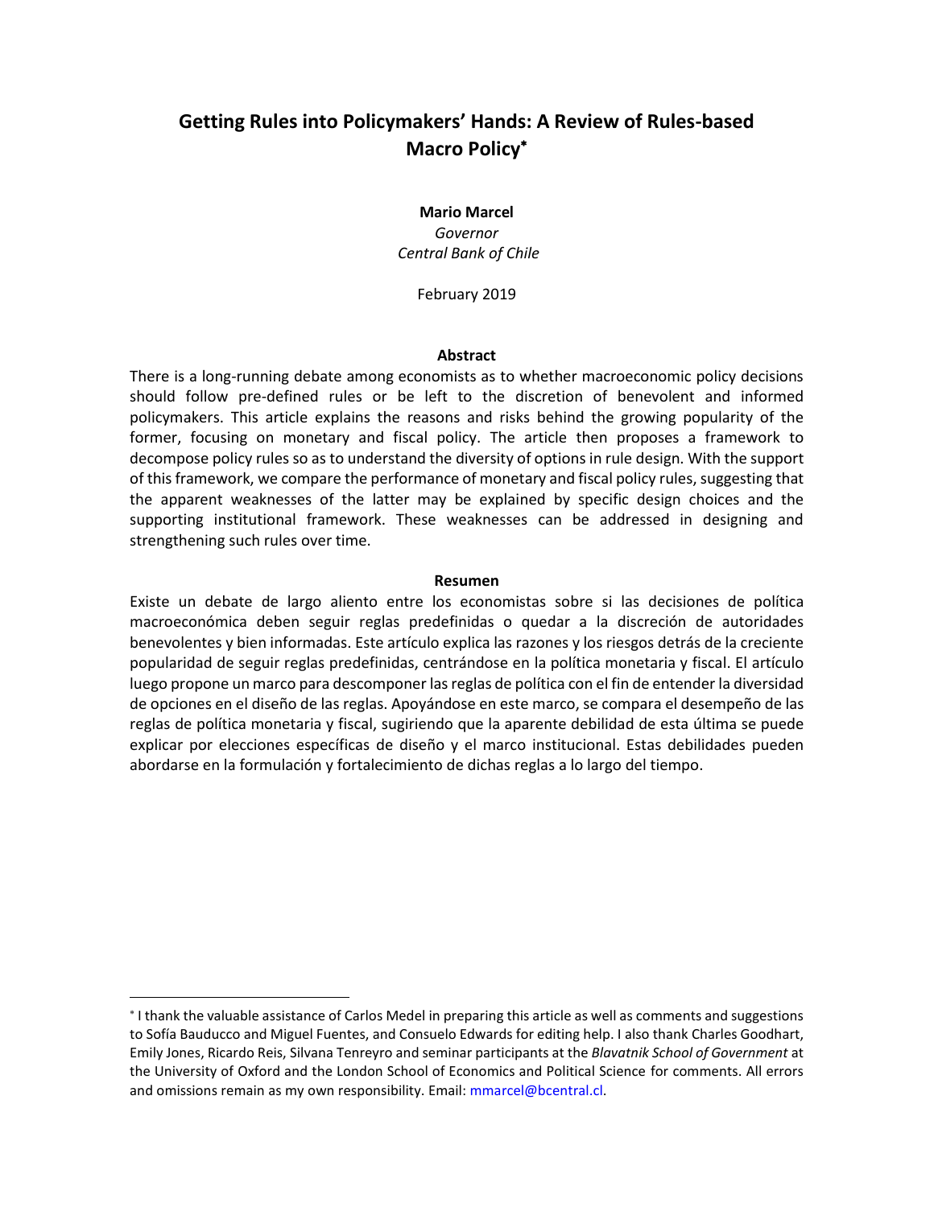# Getting Rules into Policymakers' Hands: A Review of Rules-based Macro Policy[*]

**Mario Marcel**
*Governor*
*Central Bank of Chile*

February 2019

**Abstract**

There is a long-running debate among economists as to whether macroeconomic policy decisions should follow pre-defined rules or be left to the discretion of benevolent and informed policymakers. This article explains the reasons and risks behind the growing popularity of the former, focusing on monetary and fiscal policy. The article then proposes a framework to decompose policy rules so as to understand the diversity of options in rule design. With the support of this framework, we compare the performance of monetary and fiscal policy rules, suggesting that the apparent weaknesses of the latter may be explained by specific design choices and the supporting institutional framework. These weaknesses can be addressed in designing and strengthening such rules over time.

**Resumen**

Existe un debate de largo aliento entre los economistas sobre si las decisiones de política macroeconómica deben seguir reglas predefinidas o quedar a la discreción de autoridades benevolentes y bien informadas. Este artículo explica las razones y los riesgos detrás de la creciente popularidad de seguir reglas predefinidas, centrándose en la política monetaria y fiscal. El artículo luego propone un marco para descomponer las reglas de política con el fin de entender la diversidad de opciones en el diseño de las reglas. Apoyándose en este marco, se compara el desempeño de las reglas de política monetaria y fiscal, sugiriendo que la aparente debilidad de esta última se puede explicar por elecciones específicas de diseño y el marco institucional. Estas debilidades pueden abordarse en la formulación y fortalecimiento de dichas reglas a lo largo del tiempo.

---

[*] I thank the valuable assistance of Carlos Medel in preparing this article as well as comments and suggestions to Sofía Bauducco and Miguel Fuentes, and Consuelo Edwards for editing help. I also thank Charles Goodhart, Emily Jones, Ricardo Reis, Silvana Tenreyro and seminar participants at the *Blavatnik School of Government* at the University of Oxford and the London School of Economics and Political Science for comments. All errors and omissions remain as my own responsibility. Email: mmarcel@bcentral.cl.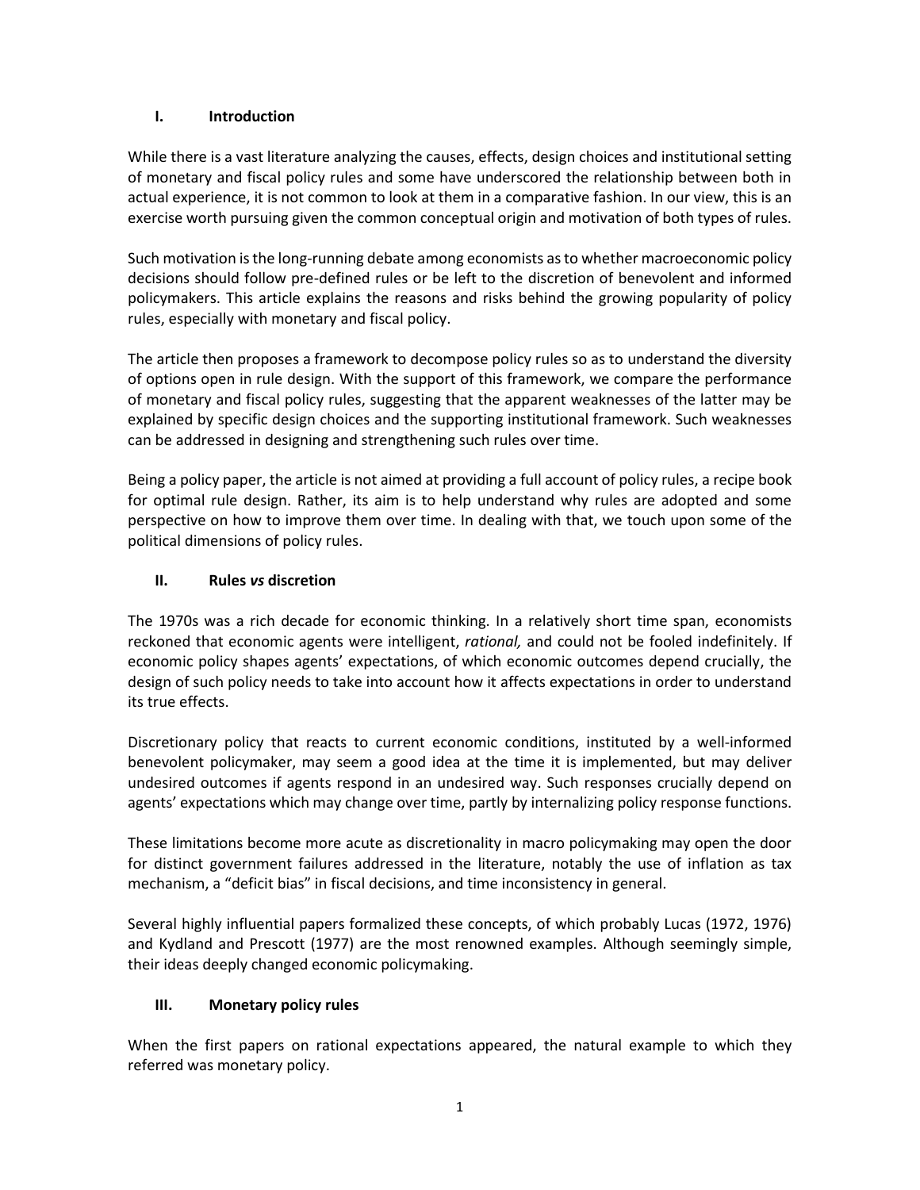## I. Introduction

While there is a vast literature analyzing the causes, effects, design choices and institutional setting of monetary and fiscal policy rules and some have underscored the relationship between both in actual experience, it is not common to look at them in a comparative fashion. In our view, this is an exercise worth pursuing given the common conceptual origin and motivation of both types of rules.

Such motivation is the long-running debate among economists as to whether macroeconomic policy decisions should follow pre-defined rules or be left to the discretion of benevolent and informed policymakers. This article explains the reasons and risks behind the growing popularity of policy rules, especially with monetary and fiscal policy.

The article then proposes a framework to decompose policy rules so as to understand the diversity of options open in rule design. With the support of this framework, we compare the performance of monetary and fiscal policy rules, suggesting that the apparent weaknesses of the latter may be explained by specific design choices and the supporting institutional framework. Such weaknesses can be addressed in designing and strengthening such rules over time.

Being a policy paper, the article is not aimed at providing a full account of policy rules, a recipe book for optimal rule design. Rather, its aim is to help understand why rules are adopted and some perspective on how to improve them over time. In dealing with that, we touch upon some of the political dimensions of policy rules.

## II. Rules *vs* discretion

The 1970s was a rich decade for economic thinking. In a relatively short time span, economists reckoned that economic agents were intelligent, *rational,* and could not be fooled indefinitely. If economic policy shapes agents' expectations, of which economic outcomes depend crucially, the design of such policy needs to take into account how it affects expectations in order to understand its true effects.

Discretionary policy that reacts to current economic conditions, instituted by a well-informed benevolent policymaker, may seem a good idea at the time it is implemented, but may deliver undesired outcomes if agents respond in an undesired way. Such responses crucially depend on agents' expectations which may change over time, partly by internalizing policy response functions.

These limitations become more acute as discretionality in macro policymaking may open the door for distinct government failures addressed in the literature, notably the use of inflation as tax mechanism, a "deficit bias" in fiscal decisions, and time inconsistency in general.

Several highly influential papers formalized these concepts, of which probably Lucas (1972, 1976) and Kydland and Prescott (1977) are the most renowned examples. Although seemingly simple, their ideas deeply changed economic policymaking.

## III. Monetary policy rules

When the first papers on rational expectations appeared, the natural example to which they referred was monetary policy.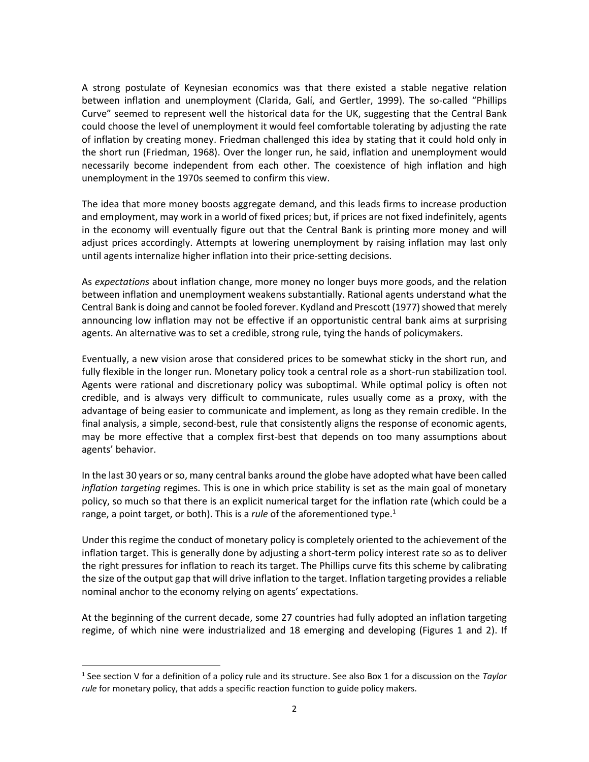A strong postulate of Keynesian economics was that there existed a stable negative relation between inflation and unemployment (Clarida, Galí, and Gertler, 1999). The so-called "Phillips Curve" seemed to represent well the historical data for the UK, suggesting that the Central Bank could choose the level of unemployment it would feel comfortable tolerating by adjusting the rate of inflation by creating money. Friedman challenged this idea by stating that it could hold only in the short run (Friedman, 1968). Over the longer run, he said, inflation and unemployment would necessarily become independent from each other. The coexistence of high inflation and high unemployment in the 1970s seemed to confirm this view.

The idea that more money boosts aggregate demand, and this leads firms to increase production and employment, may work in a world of fixed prices; but, if prices are not fixed indefinitely, agents in the economy will eventually figure out that the Central Bank is printing more money and will adjust prices accordingly. Attempts at lowering unemployment by raising inflation may last only until agents internalize higher inflation into their price-setting decisions.

As *expectations* about inflation change, more money no longer buys more goods, and the relation between inflation and unemployment weakens substantially. Rational agents understand what the Central Bank is doing and cannot be fooled forever. Kydland and Prescott (1977) showed that merely announcing low inflation may not be effective if an opportunistic central bank aims at surprising agents. An alternative was to set a credible, strong rule, tying the hands of policymakers.

Eventually, a new vision arose that considered prices to be somewhat sticky in the short run, and fully flexible in the longer run. Monetary policy took a central role as a short-run stabilization tool. Agents were rational and discretionary policy was suboptimal. While optimal policy is often not credible, and is always very difficult to communicate, rules usually come as a proxy, with the advantage of being easier to communicate and implement, as long as they remain credible. In the final analysis, a simple, second-best, rule that consistently aligns the response of economic agents, may be more effective that a complex first-best that depends on too many assumptions about agents' behavior.

In the last 30 years or so, many central banks around the globe have adopted what have been called *inflation targeting* regimes. This is one in which price stability is set as the main goal of monetary policy, so much so that there is an explicit numerical target for the inflation rate (which could be a range, a point target, or both). This is a *rule* of the aforementioned type.[1]

Under this regime the conduct of monetary policy is completely oriented to the achievement of the inflation target. This is generally done by adjusting a short-term policy interest rate so as to deliver the right pressures for inflation to reach its target. The Phillips curve fits this scheme by calibrating the size of the output gap that will drive inflation to the target. Inflation targeting provides a reliable nominal anchor to the economy relying on agents' expectations.

At the beginning of the current decade, some 27 countries had fully adopted an inflation targeting regime, of which nine were industrialized and 18 emerging and developing (Figures 1 and 2). If

---

[1] See section V for a definition of a policy rule and its structure. See also Box 1 for a discussion on the *Taylor rule* for monetary policy, that adds a specific reaction function to guide policy makers.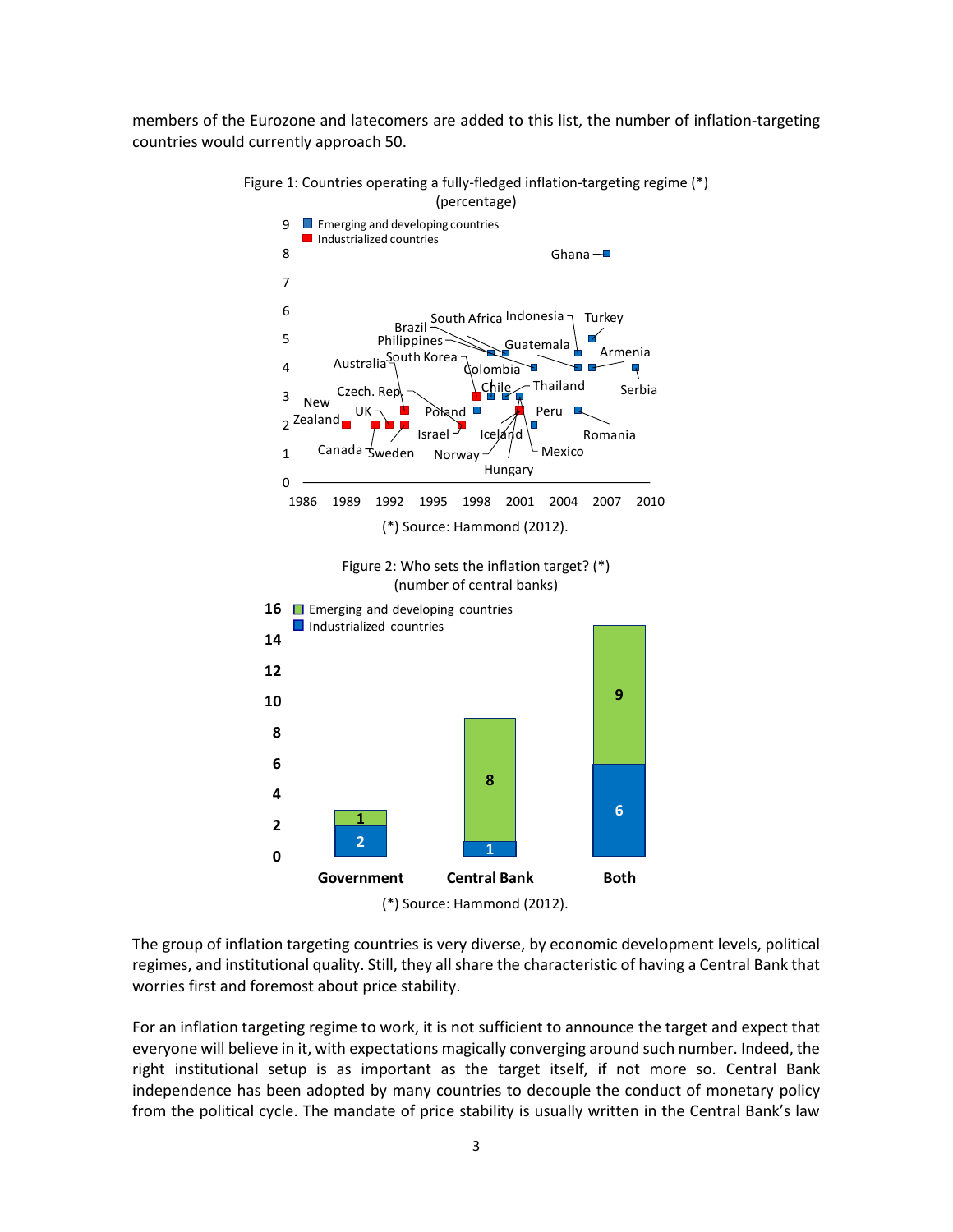members of the Eurozone and latecomers are added to this list, the number of inflation-targeting countries would currently approach 50.

Figure 1: Countries operating a fully-fledged inflation-targeting regime (*) (percentage)

(*) Source: Hammond (2012).

Figure 2: Who sets the inflation target? (*) (number of central banks)

(*) Source: Hammond (2012).

The group of inflation targeting countries is very diverse, by economic development levels, political regimes, and institutional quality. Still, they all share the characteristic of having a Central Bank that worries first and foremost about price stability.

For an inflation targeting regime to work, it is not sufficient to announce the target and expect that everyone will believe in it, with expectations magically converging around such number. Indeed, the right institutional setup is as important as the target itself, if not more so. Central Bank independence has been adopted by many countries to decouple the conduct of monetary policy from the political cycle. The mandate of price stability is usually written in the Central Bank's law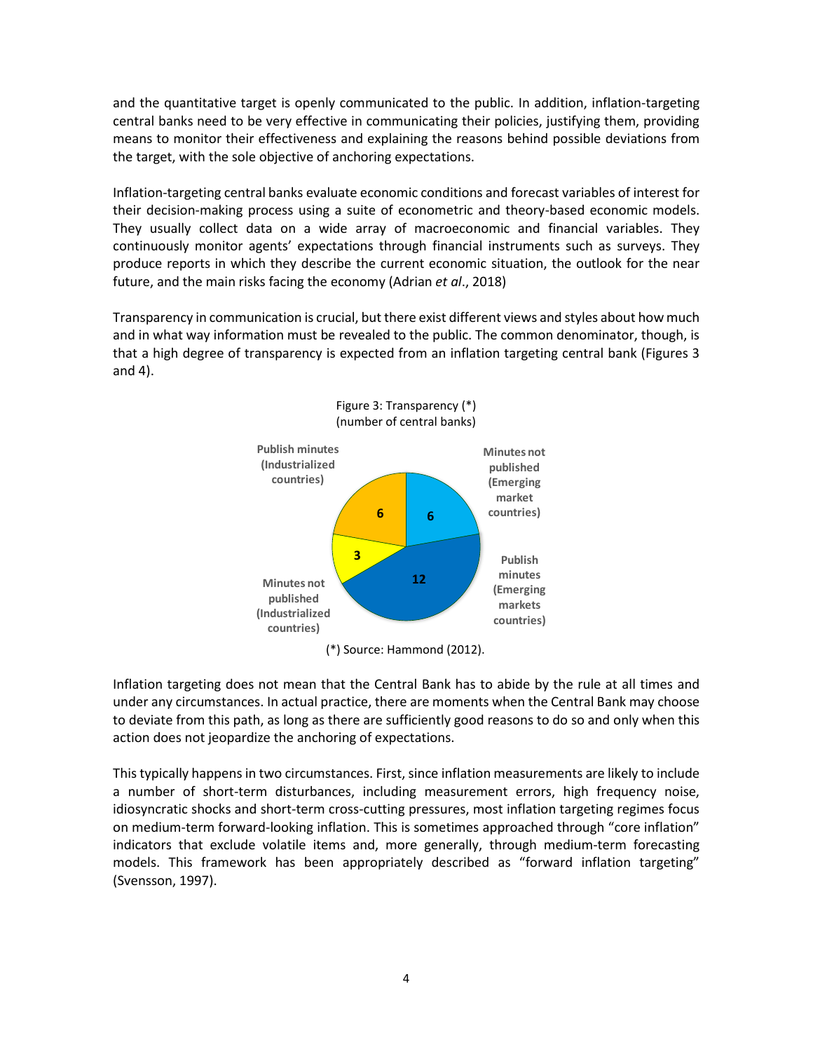and the quantitative target is openly communicated to the public. In addition, inflation-targeting central banks need to be very effective in communicating their policies, justifying them, providing means to monitor their effectiveness and explaining the reasons behind possible deviations from the target, with the sole objective of anchoring expectations.

Inflation-targeting central banks evaluate economic conditions and forecast variables of interest for their decision-making process using a suite of econometric and theory-based economic models. They usually collect data on a wide array of macroeconomic and financial variables. They continuously monitor agents' expectations through financial instruments such as surveys. They produce reports in which they describe the current economic situation, the outlook for the near future, and the main risks facing the economy (Adrian *et al*., 2018)

Transparency in communication is crucial, but there exist different views and styles about how much and in what way information must be revealed to the public. The common denominator, though, is that a high degree of transparency is expected from an inflation targeting central bank (Figures 3 and 4).

Figure 3: Transparency (*)
(number of central banks)

| Category | Number of central banks |
|---|---|
| Publish minutes (Industrialized countries) | 6 |
| Minutes not published (Emerging market countries) | 6 |
| Publish minutes (Emerging markets countries) | 12 |
| Minutes not published (Industrialized countries) | 3 |

(*) Source: Hammond (2012).

Inflation targeting does not mean that the Central Bank has to abide by the rule at all times and under any circumstances. In actual practice, there are moments when the Central Bank may choose to deviate from this path, as long as there are sufficiently good reasons to do so and only when this action does not jeopardize the anchoring of expectations.

This typically happens in two circumstances. First, since inflation measurements are likely to include a number of short-term disturbances, including measurement errors, high frequency noise, idiosyncratic shocks and short-term cross-cutting pressures, most inflation targeting regimes focus on medium-term forward-looking inflation. This is sometimes approached through "core inflation" indicators that exclude volatile items and, more generally, through medium-term forecasting models. This framework has been appropriately described as "forward inflation targeting" (Svensson, 1997).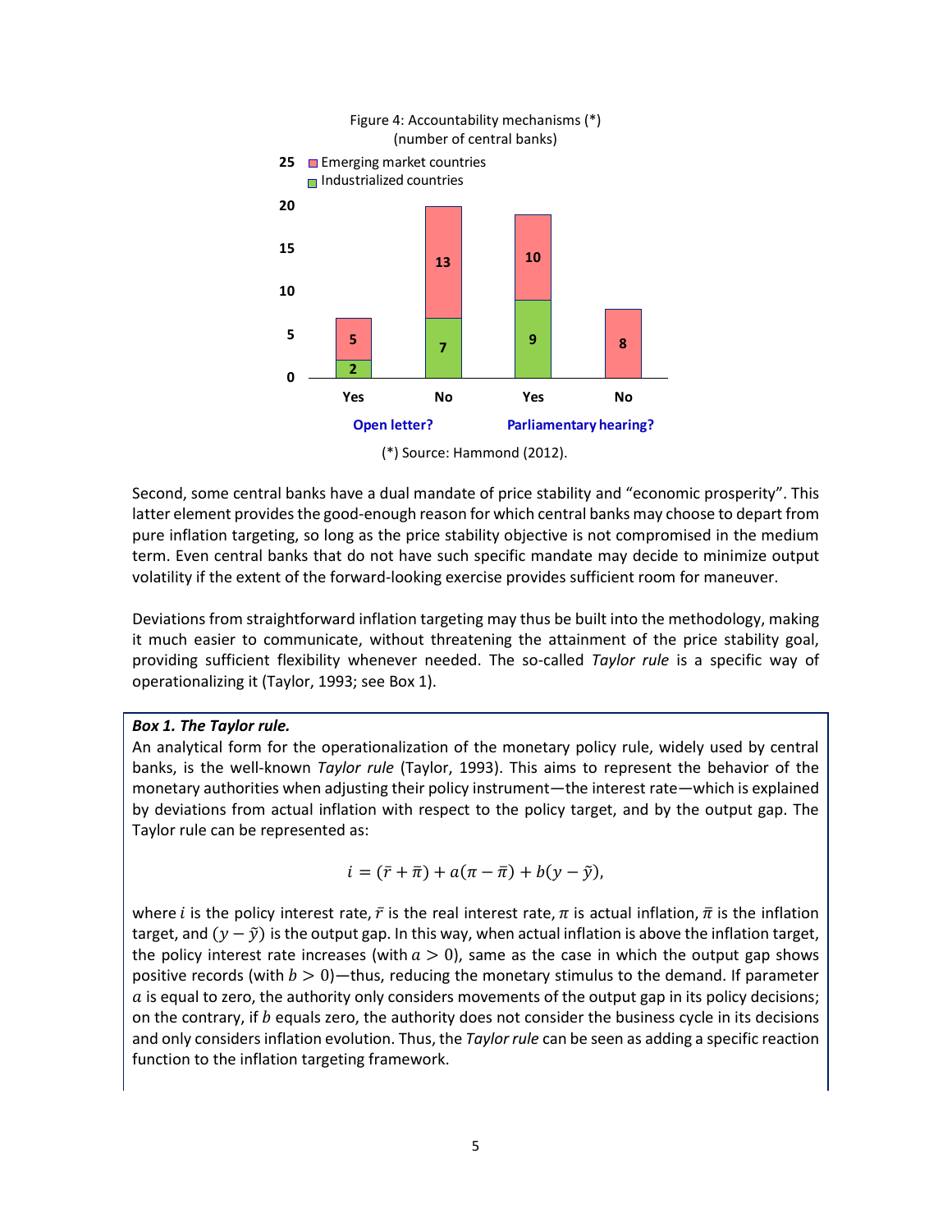Figure 4: Accountability mechanisms (*)
(number of central banks)

| | Open letter? Yes | Open letter? No | Parliamentary hearing? Yes | Parliamentary hearing? No |
|---|---|---|---|---|
| Emerging market countries | 5 | 13 | 10 | 8 |
| Industrialized countries | 2 | 7 | 9 | |

(*) Source: Hammond (2012).

Second, some central banks have a dual mandate of price stability and "economic prosperity". This latter element provides the good-enough reason for which central banks may choose to depart from pure inflation targeting, so long as the price stability objective is not compromised in the medium term. Even central banks that do not have such specific mandate may decide to minimize output volatility if the extent of the forward-looking exercise provides sufficient room for maneuver.

Deviations from straightforward inflation targeting may thus be built into the methodology, making it much easier to communicate, without threatening the attainment of the price stability goal, providing sufficient flexibility whenever needed. The so-called *Taylor rule* is a specific way of operationalizing it (Taylor, 1993; see Box 1).

***Box 1. The Taylor rule.***

An analytical form for the operationalization of the monetary policy rule, widely used by central banks, is the well-known *Taylor rule* (Taylor, 1993). This aims to represent the behavior of the monetary authorities when adjusting their policy instrument—the interest rate—which is explained by deviations from actual inflation with respect to the policy target, and by the output gap. The Taylor rule can be represented as:

$$i = (\bar{r} + \bar{\pi}) + a(\pi - \bar{\pi}) + b(y - \tilde{y}),$$

where $i$ is the policy interest rate, $\bar{r}$ is the real interest rate, $\pi$ is actual inflation, $\bar{\pi}$ is the inflation target, and $(y - \tilde{y})$ is the output gap. In this way, when actual inflation is above the inflation target, the policy interest rate increases (with $a > 0$), same as the case in which the output gap shows positive records (with $b > 0$)—thus, reducing the monetary stimulus to the demand. If parameter $a$ is equal to zero, the authority only considers movements of the output gap in its policy decisions; on the contrary, if $b$ equals zero, the authority does not consider the business cycle in its decisions and only considers inflation evolution. Thus, the *Taylor rule* can be seen as adding a specific reaction function to the inflation targeting framework.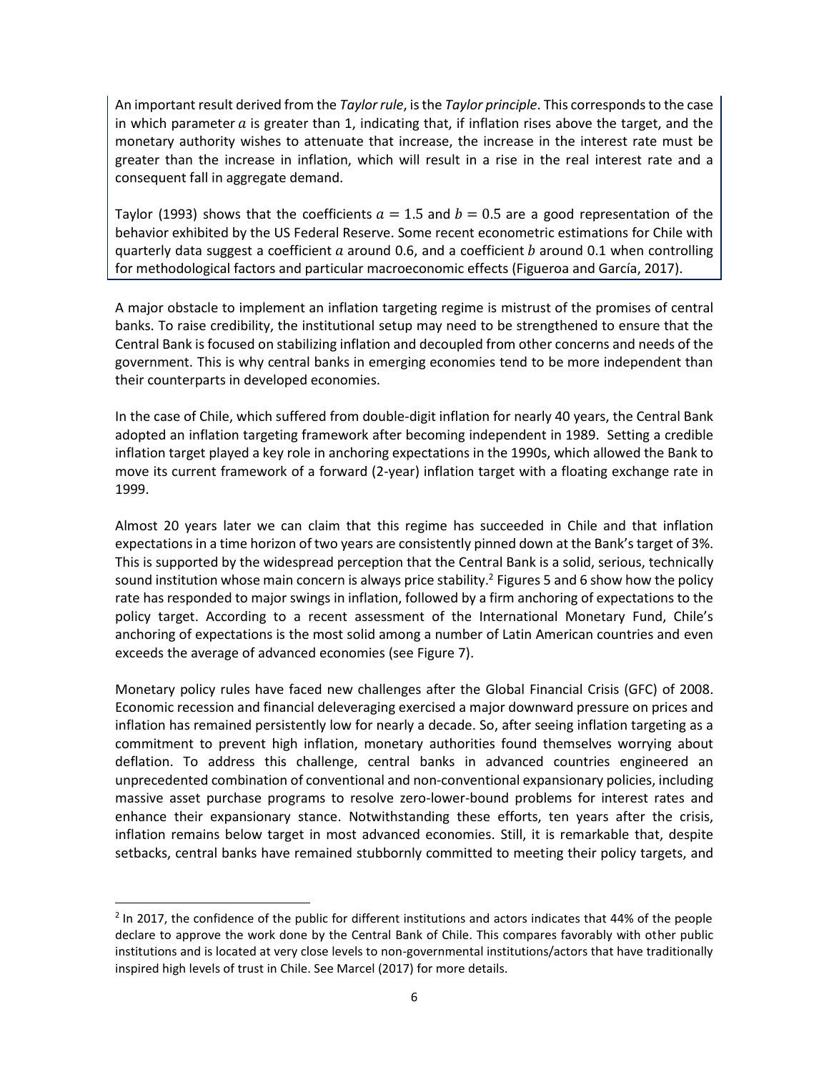An important result derived from the *Taylor rule*, is the *Taylor principle*. This corresponds to the case in which parameter $a$ is greater than 1, indicating that, if inflation rises above the target, and the monetary authority wishes to attenuate that increase, the increase in the interest rate must be greater than the increase in inflation, which will result in a rise in the real interest rate and a consequent fall in aggregate demand.

Taylor (1993) shows that the coefficients $a = 1.5$ and $b = 0.5$ are a good representation of the behavior exhibited by the US Federal Reserve. Some recent econometric estimations for Chile with quarterly data suggest a coefficient $a$ around 0.6, and a coefficient $b$ around 0.1 when controlling for methodological factors and particular macroeconomic effects (Figueroa and García, 2017).

A major obstacle to implement an inflation targeting regime is mistrust of the promises of central banks. To raise credibility, the institutional setup may need to be strengthened to ensure that the Central Bank is focused on stabilizing inflation and decoupled from other concerns and needs of the government. This is why central banks in emerging economies tend to be more independent than their counterparts in developed economies.

In the case of Chile, which suffered from double-digit inflation for nearly 40 years, the Central Bank adopted an inflation targeting framework after becoming independent in 1989. Setting a credible inflation target played a key role in anchoring expectations in the 1990s, which allowed the Bank to move its current framework of a forward (2-year) inflation target with a floating exchange rate in 1999.

Almost 20 years later we can claim that this regime has succeeded in Chile and that inflation expectations in a time horizon of two years are consistently pinned down at the Bank's target of 3%. This is supported by the widespread perception that the Central Bank is a solid, serious, technically sound institution whose main concern is always price stability.[2] Figures 5 and 6 show how the policy rate has responded to major swings in inflation, followed by a firm anchoring of expectations to the policy target. According to a recent assessment of the International Monetary Fund, Chile's anchoring of expectations is the most solid among a number of Latin American countries and even exceeds the average of advanced economies (see Figure 7).

Monetary policy rules have faced new challenges after the Global Financial Crisis (GFC) of 2008. Economic recession and financial deleveraging exercised a major downward pressure on prices and inflation has remained persistently low for nearly a decade. So, after seeing inflation targeting as a commitment to prevent high inflation, monetary authorities found themselves worrying about deflation. To address this challenge, central banks in advanced countries engineered an unprecedented combination of conventional and non-conventional expansionary policies, including massive asset purchase programs to resolve zero-lower-bound problems for interest rates and enhance their expansionary stance. Notwithstanding these efforts, ten years after the crisis, inflation remains below target in most advanced economies. Still, it is remarkable that, despite setbacks, central banks have remained stubbornly committed to meeting their policy targets, and

[2] In 2017, the confidence of the public for different institutions and actors indicates that 44% of the people declare to approve the work done by the Central Bank of Chile. This compares favorably with other public institutions and is located at very close levels to non-governmental institutions/actors that have traditionally inspired high levels of trust in Chile. See Marcel (2017) for more details.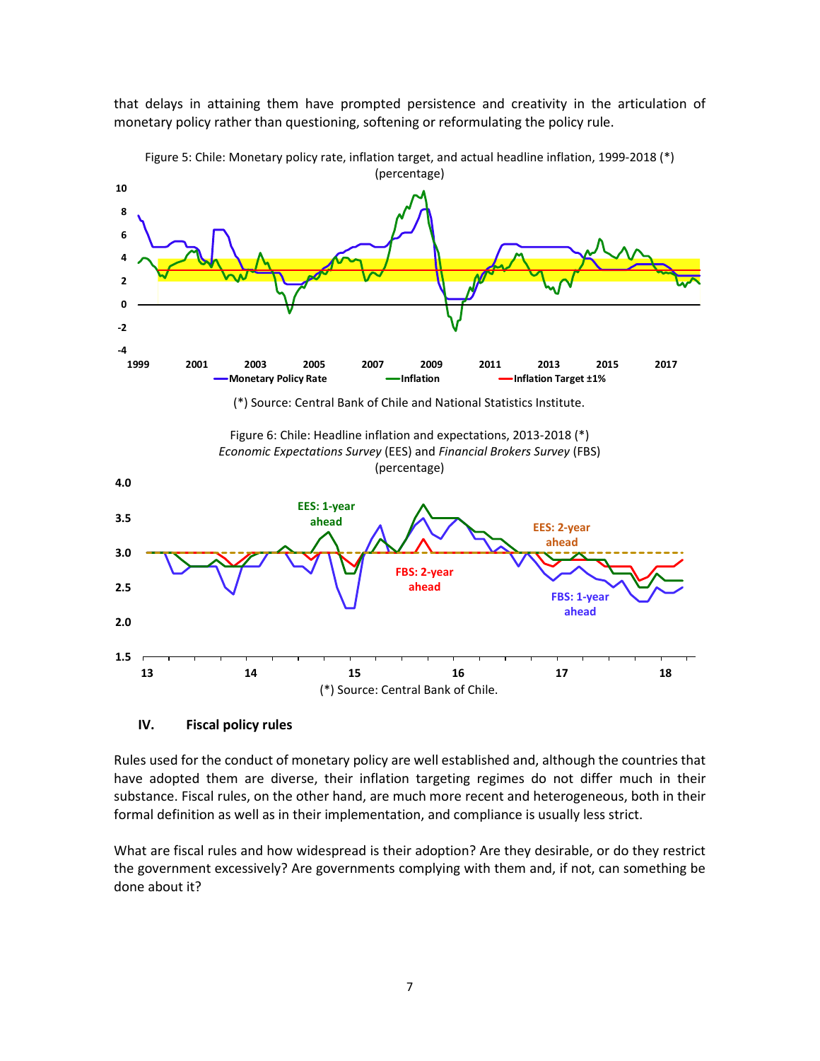that delays in attaining them have prompted persistence and creativity in the articulation of monetary policy rather than questioning, softening or reformulating the policy rule.

Figure 5: Chile: Monetary policy rate, inflation target, and actual headline inflation, 1999-2018 (*)
(percentage)

(*) Source: Central Bank of Chile and National Statistics Institute.

Figure 6: Chile: Headline inflation and expectations, 2013-2018 (*)
*Economic Expectations Survey* (EES) and *Financial Brokers Survey* (FBS)
(percentage)

(*) Source: Central Bank of Chile.

## IV. Fiscal policy rules

Rules used for the conduct of monetary policy are well established and, although the countries that have adopted them are diverse, their inflation targeting regimes do not differ much in their substance. Fiscal rules, on the other hand, are much more recent and heterogeneous, both in their formal definition as well as in their implementation, and compliance is usually less strict.

What are fiscal rules and how widespread is their adoption? Are they desirable, or do they restrict the government excessively? Are governments complying with them and, if not, can something be done about it?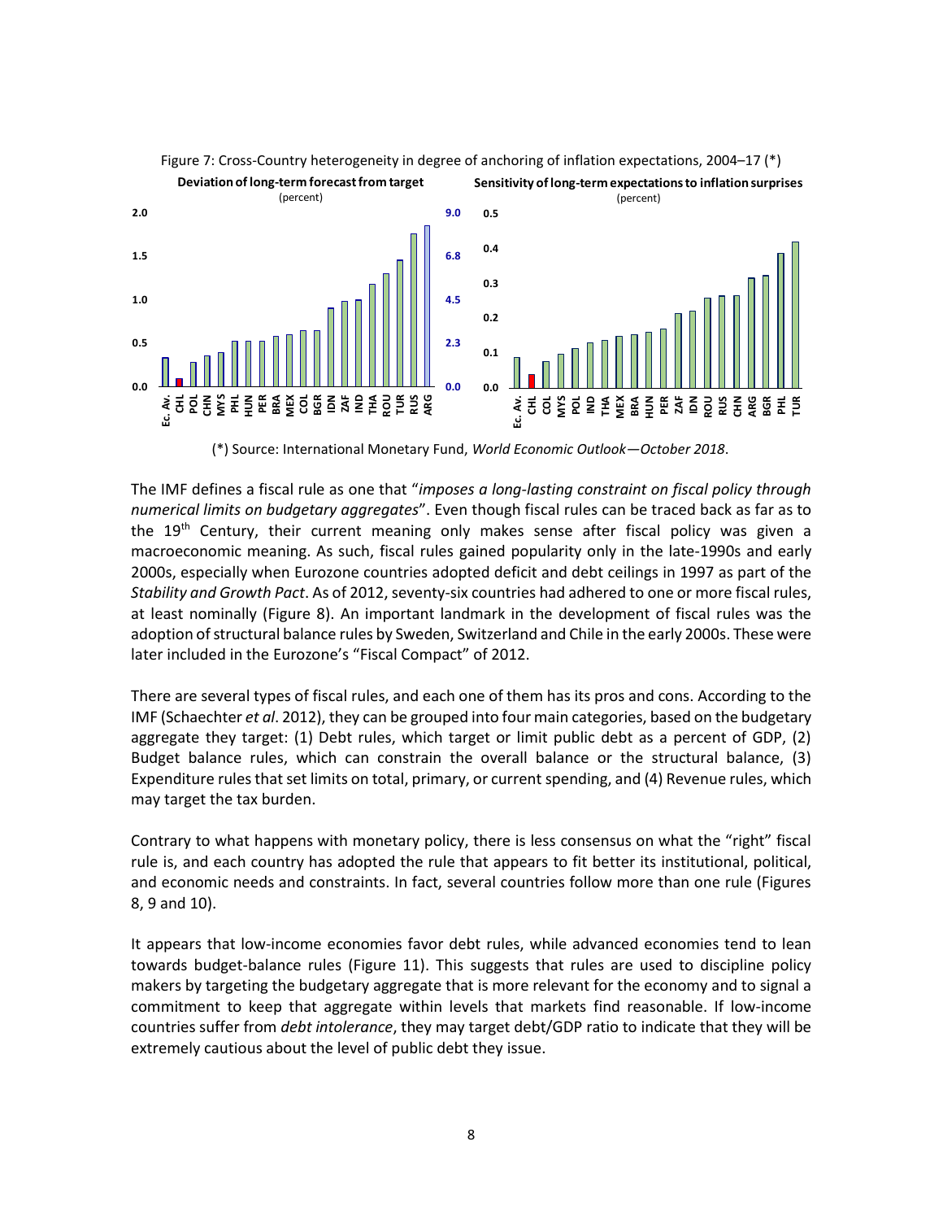Figure 7: Cross-Country heterogeneity in degree of anchoring of inflation expectations, 2004–17 (*)

(*) Source: International Monetary Fund, *World Economic Outlook—October 2018*.

The IMF defines a fiscal rule as one that "*imposes a long-lasting constraint on fiscal policy through numerical limits on budgetary aggregates*". Even though fiscal rules can be traced back as far as to the 19th Century, their current meaning only makes sense after fiscal policy was given a macroeconomic meaning. As such, fiscal rules gained popularity only in the late-1990s and early 2000s, especially when Eurozone countries adopted deficit and debt ceilings in 1997 as part of the *Stability and Growth Pact*. As of 2012, seventy-six countries had adhered to one or more fiscal rules, at least nominally (Figure 8). An important landmark in the development of fiscal rules was the adoption of structural balance rules by Sweden, Switzerland and Chile in the early 2000s. These were later included in the Eurozone's "Fiscal Compact" of 2012.

There are several types of fiscal rules, and each one of them has its pros and cons. According to the IMF (Schaechter *et al*. 2012), they can be grouped into four main categories, based on the budgetary aggregate they target: (1) Debt rules, which target or limit public debt as a percent of GDP, (2) Budget balance rules, which can constrain the overall balance or the structural balance, (3) Expenditure rules that set limits on total, primary, or current spending, and (4) Revenue rules, which may target the tax burden.

Contrary to what happens with monetary policy, there is less consensus on what the "right" fiscal rule is, and each country has adopted the rule that appears to fit better its institutional, political, and economic needs and constraints. In fact, several countries follow more than one rule (Figures 8, 9 and 10).

It appears that low-income economies favor debt rules, while advanced economies tend to lean towards budget-balance rules (Figure 11). This suggests that rules are used to discipline policy makers by targeting the budgetary aggregate that is more relevant for the economy and to signal a commitment to keep that aggregate within levels that markets find reasonable. If low-income countries suffer from *debt intolerance*, they may target debt/GDP ratio to indicate that they will be extremely cautious about the level of public debt they issue.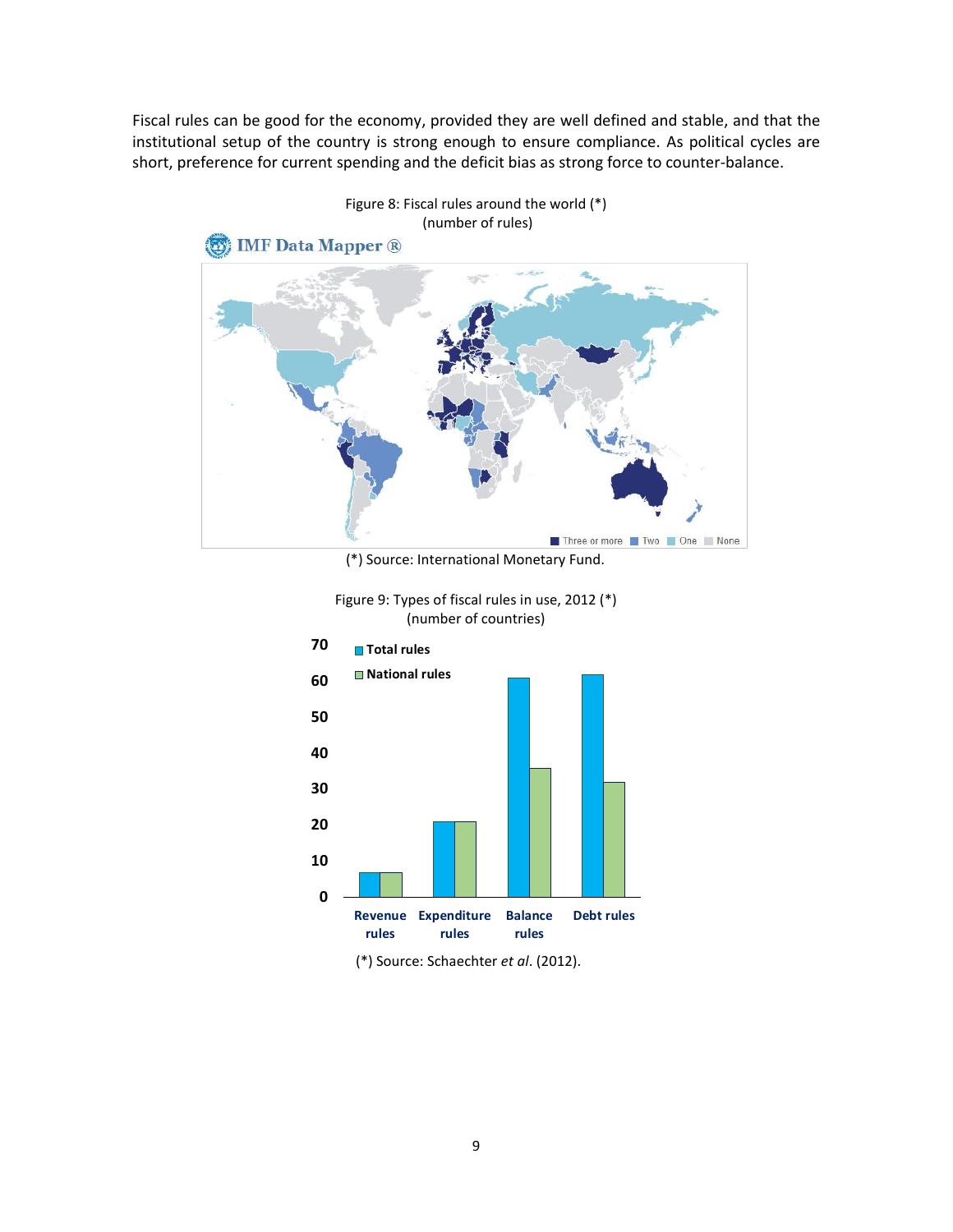Fiscal rules can be good for the economy, provided they are well defined and stable, and that the institutional setup of the country is strong enough to ensure compliance. As political cycles are short, preference for current spending and the deficit bias as strong force to counter-balance.

Figure 8: Fiscal rules around the world (*)
(number of rules)

(*) Source: International Monetary Fund.

Figure 9: Types of fiscal rules in use, 2012 (*)
(number of countries)

(*) Source: Schaechter *et al*. (2012).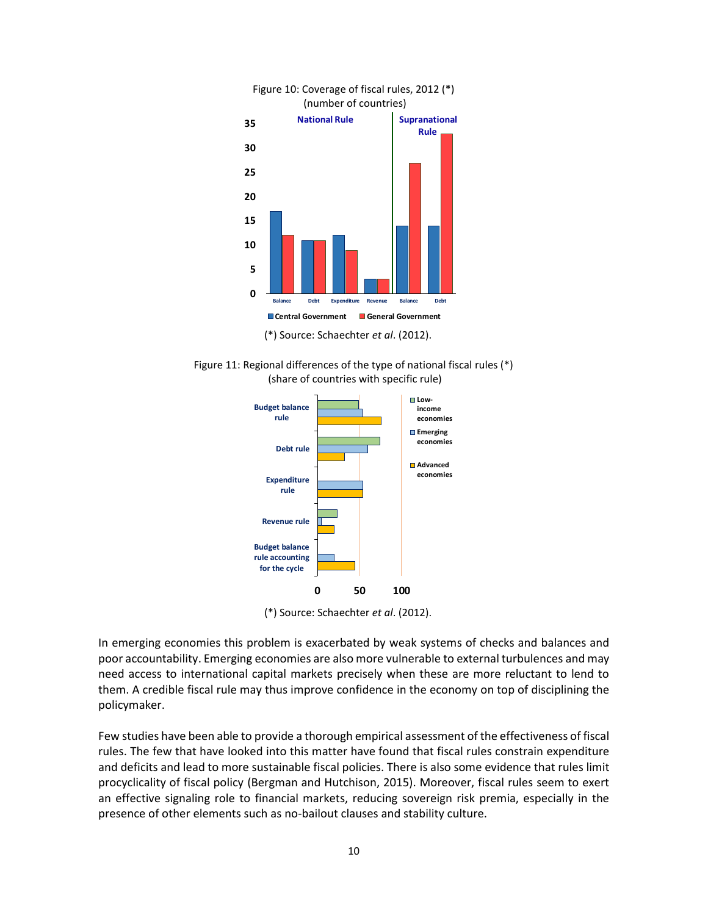Figure 10: Coverage of fiscal rules, 2012 (*)
(number of countries)

(*) Source: Schaechter *et al*. (2012).

Figure 11: Regional differences of the type of national fiscal rules (*)
(share of countries with specific rule)

(*) Source: Schaechter *et al*. (2012).

In emerging economies this problem is exacerbated by weak systems of checks and balances and poor accountability. Emerging economies are also more vulnerable to external turbulences and may need access to international capital markets precisely when these are more reluctant to lend to them. A credible fiscal rule may thus improve confidence in the economy on top of disciplining the policymaker.

Few studies have been able to provide a thorough empirical assessment of the effectiveness of fiscal rules. The few that have looked into this matter have found that fiscal rules constrain expenditure and deficits and lead to more sustainable fiscal policies. There is also some evidence that rules limit procyclicality of fiscal policy (Bergman and Hutchison, 2015). Moreover, fiscal rules seem to exert an effective signaling role to financial markets, reducing sovereign risk premia, especially in the presence of other elements such as no-bailout clauses and stability culture.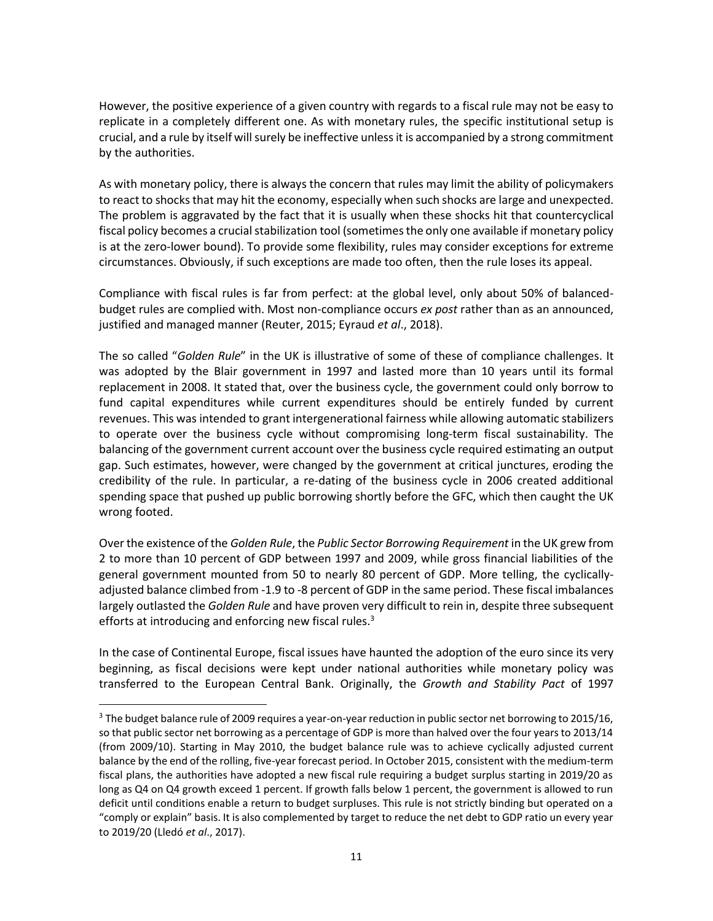However, the positive experience of a given country with regards to a fiscal rule may not be easy to replicate in a completely different one. As with monetary rules, the specific institutional setup is crucial, and a rule by itself will surely be ineffective unless it is accompanied by a strong commitment by the authorities.

As with monetary policy, there is always the concern that rules may limit the ability of policymakers to react to shocks that may hit the economy, especially when such shocks are large and unexpected. The problem is aggravated by the fact that it is usually when these shocks hit that countercyclical fiscal policy becomes a crucial stabilization tool (sometimes the only one available if monetary policy is at the zero-lower bound). To provide some flexibility, rules may consider exceptions for extreme circumstances. Obviously, if such exceptions are made too often, then the rule loses its appeal.

Compliance with fiscal rules is far from perfect: at the global level, only about 50% of balanced-budget rules are complied with. Most non-compliance occurs *ex post* rather than as an announced, justified and managed manner (Reuter, 2015; Eyraud *et al*., 2018).

The so called "*Golden Rule*" in the UK is illustrative of some of these of compliance challenges. It was adopted by the Blair government in 1997 and lasted more than 10 years until its formal replacement in 2008. It stated that, over the business cycle, the government could only borrow to fund capital expenditures while current expenditures should be entirely funded by current revenues. This was intended to grant intergenerational fairness while allowing automatic stabilizers to operate over the business cycle without compromising long-term fiscal sustainability. The balancing of the government current account over the business cycle required estimating an output gap. Such estimates, however, were changed by the government at critical junctures, eroding the credibility of the rule. In particular, a re-dating of the business cycle in 2006 created additional spending space that pushed up public borrowing shortly before the GFC, which then caught the UK wrong footed.

Over the existence of the *Golden Rule*, the *Public Sector Borrowing Requirement* in the UK grew from 2 to more than 10 percent of GDP between 1997 and 2009, while gross financial liabilities of the general government mounted from 50 to nearly 80 percent of GDP. More telling, the cyclically-adjusted balance climbed from -1.9 to -8 percent of GDP in the same period. These fiscal imbalances largely outlasted the *Golden Rule* and have proven very difficult to rein in, despite three subsequent efforts at introducing and enforcing new fiscal rules.[3]

In the case of Continental Europe, fiscal issues have haunted the adoption of the euro since its very beginning, as fiscal decisions were kept under national authorities while monetary policy was transferred to the European Central Bank. Originally, the *Growth and Stability Pact* of 1997

---

[3] The budget balance rule of 2009 requires a year-on-year reduction in public sector net borrowing to 2015/16, so that public sector net borrowing as a percentage of GDP is more than halved over the four years to 2013/14 (from 2009/10). Starting in May 2010, the budget balance rule was to achieve cyclically adjusted current balance by the end of the rolling, five-year forecast period. In October 2015, consistent with the medium-term fiscal plans, the authorities have adopted a new fiscal rule requiring a budget surplus starting in 2019/20 as long as Q4 on Q4 growth exceed 1 percent. If growth falls below 1 percent, the government is allowed to run deficit until conditions enable a return to budget surpluses. This rule is not strictly binding but operated on a "comply or explain" basis. It is also complemented by target to reduce the net debt to GDP ratio un every year to 2019/20 (Lledó *et al*., 2017).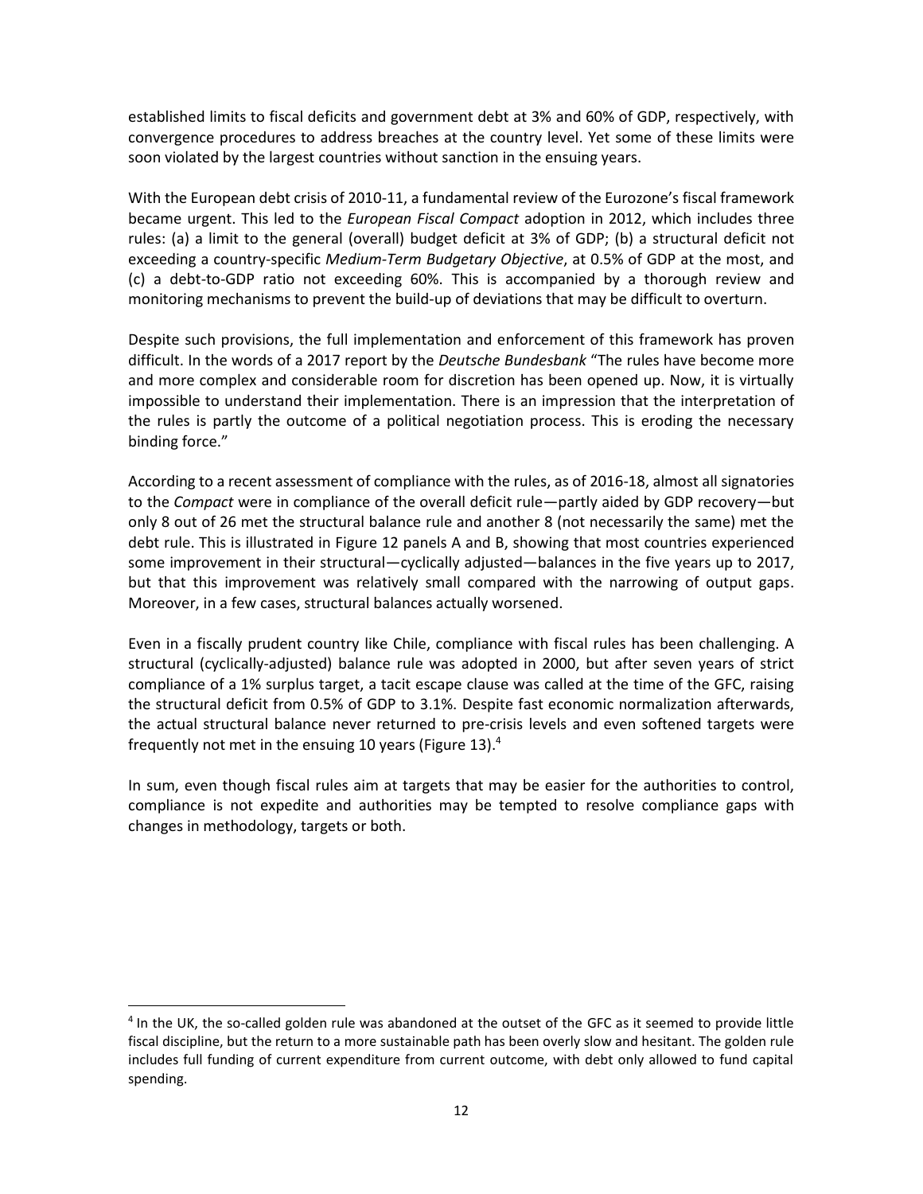established limits to fiscal deficits and government debt at 3% and 60% of GDP, respectively, with convergence procedures to address breaches at the country level. Yet some of these limits were soon violated by the largest countries without sanction in the ensuing years.

With the European debt crisis of 2010-11, a fundamental review of the Eurozone's fiscal framework became urgent. This led to the *European Fiscal Compact* adoption in 2012, which includes three rules: (a) a limit to the general (overall) budget deficit at 3% of GDP; (b) a structural deficit not exceeding a country-specific *Medium-Term Budgetary Objective*, at 0.5% of GDP at the most, and (c) a debt-to-GDP ratio not exceeding 60%. This is accompanied by a thorough review and monitoring mechanisms to prevent the build-up of deviations that may be difficult to overturn.

Despite such provisions, the full implementation and enforcement of this framework has proven difficult. In the words of a 2017 report by the *Deutsche Bundesbank* "The rules have become more and more complex and considerable room for discretion has been opened up. Now, it is virtually impossible to understand their implementation. There is an impression that the interpretation of the rules is partly the outcome of a political negotiation process. This is eroding the necessary binding force."

According to a recent assessment of compliance with the rules, as of 2016-18, almost all signatories to the *Compact* were in compliance of the overall deficit rule—partly aided by GDP recovery—but only 8 out of 26 met the structural balance rule and another 8 (not necessarily the same) met the debt rule. This is illustrated in Figure 12 panels A and B, showing that most countries experienced some improvement in their structural—cyclically adjusted—balances in the five years up to 2017, but that this improvement was relatively small compared with the narrowing of output gaps. Moreover, in a few cases, structural balances actually worsened.

Even in a fiscally prudent country like Chile, compliance with fiscal rules has been challenging. A structural (cyclically-adjusted) balance rule was adopted in 2000, but after seven years of strict compliance of a 1% surplus target, a tacit escape clause was called at the time of the GFC, raising the structural deficit from 0.5% of GDP to 3.1%. Despite fast economic normalization afterwards, the actual structural balance never returned to pre-crisis levels and even softened targets were frequently not met in the ensuing 10 years (Figure 13).[4]

In sum, even though fiscal rules aim at targets that may be easier for the authorities to control, compliance is not expedite and authorities may be tempted to resolve compliance gaps with changes in methodology, targets or both.

[4] In the UK, the so-called golden rule was abandoned at the outset of the GFC as it seemed to provide little fiscal discipline, but the return to a more sustainable path has been overly slow and hesitant. The golden rule includes full funding of current expenditure from current outcome, with debt only allowed to fund capital spending.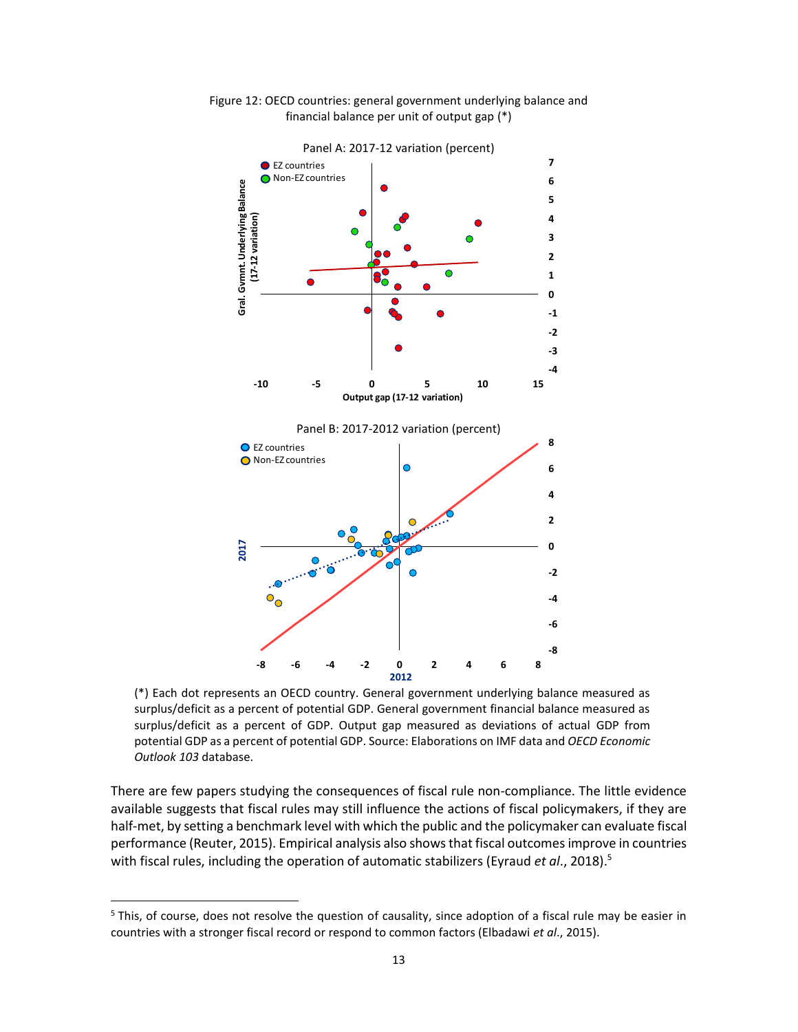Figure 12: OECD countries: general government underlying balance and financial balance per unit of output gap (*)

(*) Each dot represents an OECD country. General government underlying balance measured as surplus/deficit as a percent of potential GDP. General government financial balance measured as surplus/deficit as a percent of GDP. Output gap measured as deviations of actual GDP from potential GDP as a percent of potential GDP. Source: Elaborations on IMF data and *OECD Economic Outlook 103* database.

There are few papers studying the consequences of fiscal rule non-compliance. The little evidence available suggests that fiscal rules may still influence the actions of fiscal policymakers, if they are half-met, by setting a benchmark level with which the public and the policymaker can evaluate fiscal performance (Reuter, 2015). Empirical analysis also shows that fiscal outcomes improve in countries with fiscal rules, including the operation of automatic stabilizers (Eyraud *et al.*, 2018).[5]

[5] This, of course, does not resolve the question of causality, since adoption of a fiscal rule may be easier in countries with a stronger fiscal record or respond to common factors (Elbadawi *et al.*, 2015).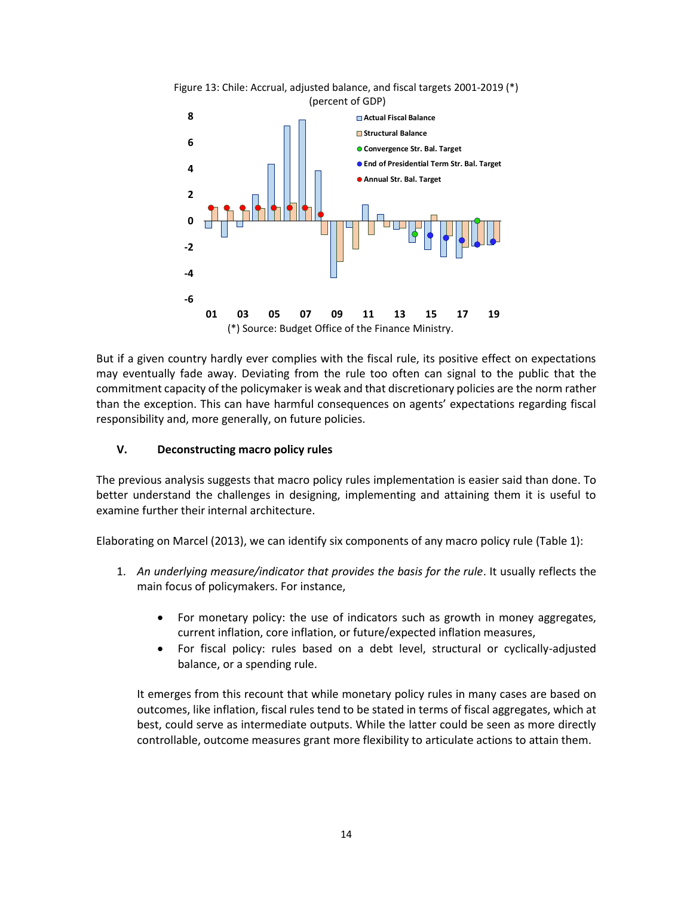Figure 13: Chile: Accrual, adjusted balance, and fiscal targets 2001-2019 (*)
(percent of GDP)

(*) Source: Budget Office of the Finance Ministry.

But if a given country hardly ever complies with the fiscal rule, its positive effect on expectations may eventually fade away. Deviating from the rule too often can signal to the public that the commitment capacity of the policymaker is weak and that discretionary policies are the norm rather than the exception. This can have harmful consequences on agents' expectations regarding fiscal responsibility and, more generally, on future policies.

## V. Deconstructing macro policy rules

The previous analysis suggests that macro policy rules implementation is easier said than done. To better understand the challenges in designing, implementing and attaining them it is useful to examine further their internal architecture.

Elaborating on Marcel (2013), we can identify six components of any macro policy rule (Table 1):

1. *An underlying measure/indicator that provides the basis for the rule*. It usually reflects the main focus of policymakers. For instance,

   - For monetary policy: the use of indicators such as growth in money aggregates, current inflation, core inflation, or future/expected inflation measures,
   - For fiscal policy: rules based on a debt level, structural or cyclically-adjusted balance, or a spending rule.

   It emerges from this recount that while monetary policy rules in many cases are based on outcomes, like inflation, fiscal rules tend to be stated in terms of fiscal aggregates, which at best, could serve as intermediate outputs. While the latter could be seen as more directly controllable, outcome measures grant more flexibility to articulate actions to attain them.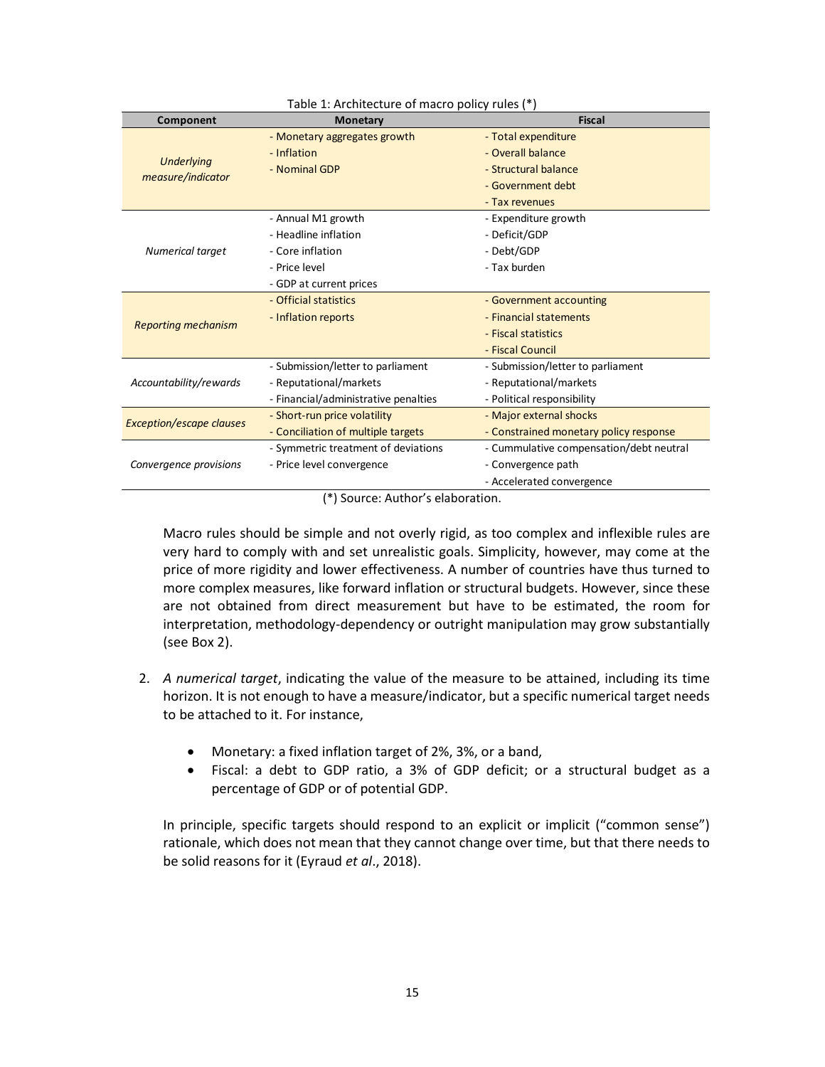Table 1: Architecture of macro policy rules (*)

| Component | Monetary | Fiscal |
|---|---|---|
| *Underlying measure/indicator* | - Monetary aggregates growth<br>- Inflation<br>- Nominal GDP | - Total expenditure<br>- Overall balance<br>- Structural balance<br>- Government debt<br>- Tax revenues |
| *Numerical target* | - Annual M1 growth<br>- Headline inflation<br>- Core inflation<br>- Price level<br>- GDP at current prices | - Expenditure growth<br>- Deficit/GDP<br>- Debt/GDP<br>- Tax burden |
| *Reporting mechanism* | - Official statistics<br>- Inflation reports | - Government accounting<br>- Financial statements<br>- Fiscal statistics<br>- Fiscal Council |
| *Accountability/rewards* | - Submission/letter to parliament<br>- Reputational/markets<br>- Financial/administrative penalties | - Submission/letter to parliament<br>- Reputational/markets<br>- Political responsibility |
| *Exception/escape clauses* | - Short-run price volatility<br>- Conciliation of multiple targets | - Major external shocks<br>- Constrained monetary policy response |
| *Convergence provisions* | - Symmetric treatment of deviations<br>- Price level convergence | - Cummulative compensation/debt neutral<br>- Convergence path<br>- Accelerated convergence |

(*) Source: Author's elaboration.

Macro rules should be simple and not overly rigid, as too complex and inflexible rules are very hard to comply with and set unrealistic goals. Simplicity, however, may come at the price of more rigidity and lower effectiveness. A number of countries have thus turned to more complex measures, like forward inflation or structural budgets. However, since these are not obtained from direct measurement but have to be estimated, the room for interpretation, methodology-dependency or outright manipulation may grow substantially (see Box 2).

2. *A numerical target*, indicating the value of the measure to be attained, including its time horizon. It is not enough to have a measure/indicator, but a specific numerical target needs to be attached to it. For instance,

    - Monetary: a fixed inflation target of 2%, 3%, or a band,
    - Fiscal: a debt to GDP ratio, a 3% of GDP deficit; or a structural budget as a percentage of GDP or of potential GDP.

    In principle, specific targets should respond to an explicit or implicit ("common sense") rationale, which does not mean that they cannot change over time, but that there needs to be solid reasons for it (Eyraud *et al*., 2018).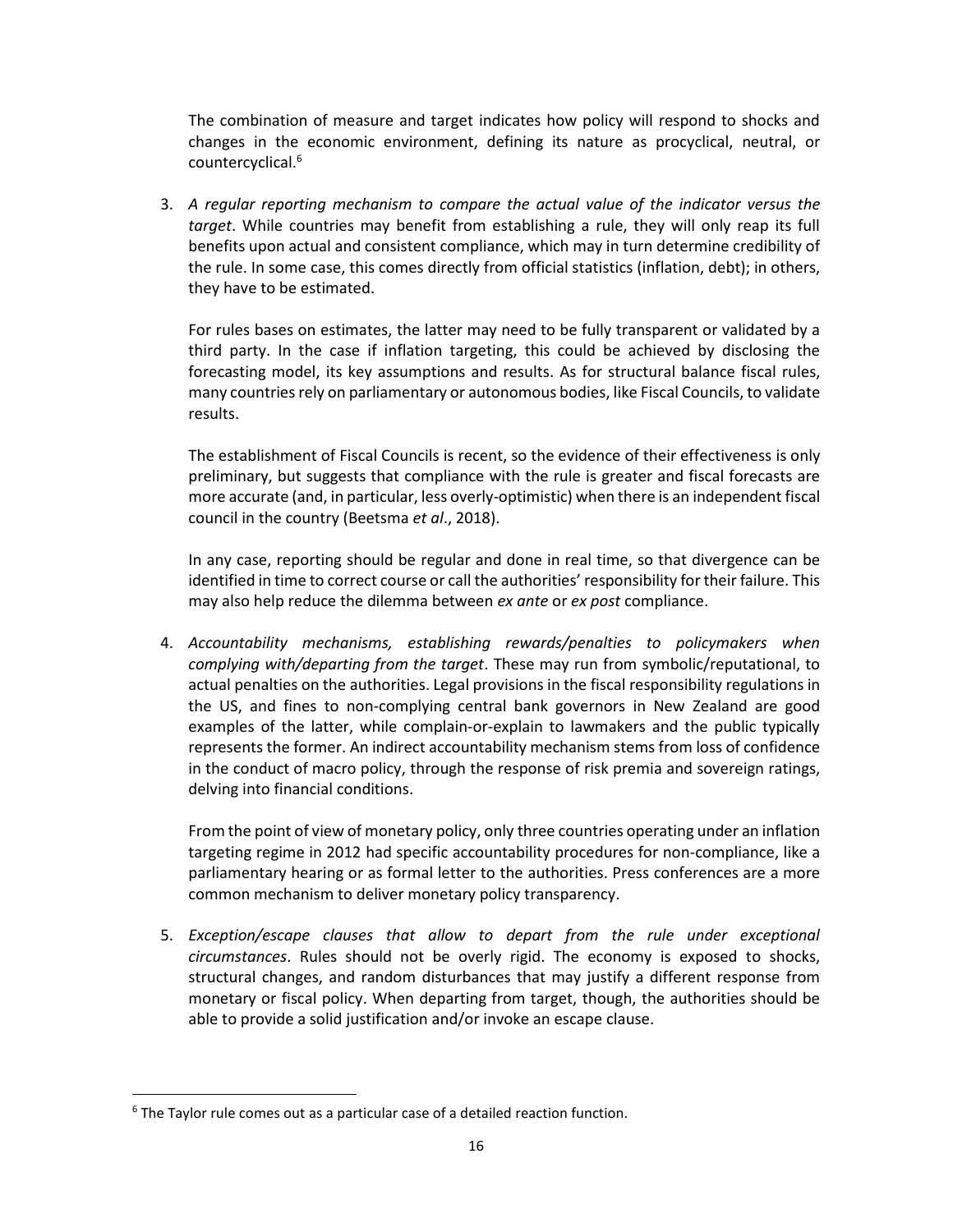The combination of measure and target indicates how policy will respond to shocks and changes in the economic environment, defining its nature as procyclical, neutral, or countercyclical.[6]

3. *A regular reporting mechanism to compare the actual value of the indicator versus the target*. While countries may benefit from establishing a rule, they will only reap its full benefits upon actual and consistent compliance, which may in turn determine credibility of the rule. In some case, this comes directly from official statistics (inflation, debt); in others, they have to be estimated.

   For rules bases on estimates, the latter may need to be fully transparent or validated by a third party. In the case if inflation targeting, this could be achieved by disclosing the forecasting model, its key assumptions and results. As for structural balance fiscal rules, many countries rely on parliamentary or autonomous bodies, like Fiscal Councils, to validate results.

   The establishment of Fiscal Councils is recent, so the evidence of their effectiveness is only preliminary, but suggests that compliance with the rule is greater and fiscal forecasts are more accurate (and, in particular, less overly-optimistic) when there is an independent fiscal council in the country (Beetsma *et al*., 2018).

   In any case, reporting should be regular and done in real time, so that divergence can be identified in time to correct course or call the authorities' responsibility for their failure. This may also help reduce the dilemma between *ex ante* or *ex post* compliance.

4. *Accountability mechanisms, establishing rewards/penalties to policymakers when complying with/departing from the target*. These may run from symbolic/reputational, to actual penalties on the authorities. Legal provisions in the fiscal responsibility regulations in the US, and fines to non-complying central bank governors in New Zealand are good examples of the latter, while complain-or-explain to lawmakers and the public typically represents the former. An indirect accountability mechanism stems from loss of confidence in the conduct of macro policy, through the response of risk premia and sovereign ratings, delving into financial conditions.

   From the point of view of monetary policy, only three countries operating under an inflation targeting regime in 2012 had specific accountability procedures for non-compliance, like a parliamentary hearing or as formal letter to the authorities. Press conferences are a more common mechanism to deliver monetary policy transparency.

5. *Exception/escape clauses that allow to depart from the rule under exceptional circumstances*. Rules should not be overly rigid. The economy is exposed to shocks, structural changes, and random disturbances that may justify a different response from monetary or fiscal policy. When departing from target, though, the authorities should be able to provide a solid justification and/or invoke an escape clause.

[6] The Taylor rule comes out as a particular case of a detailed reaction function.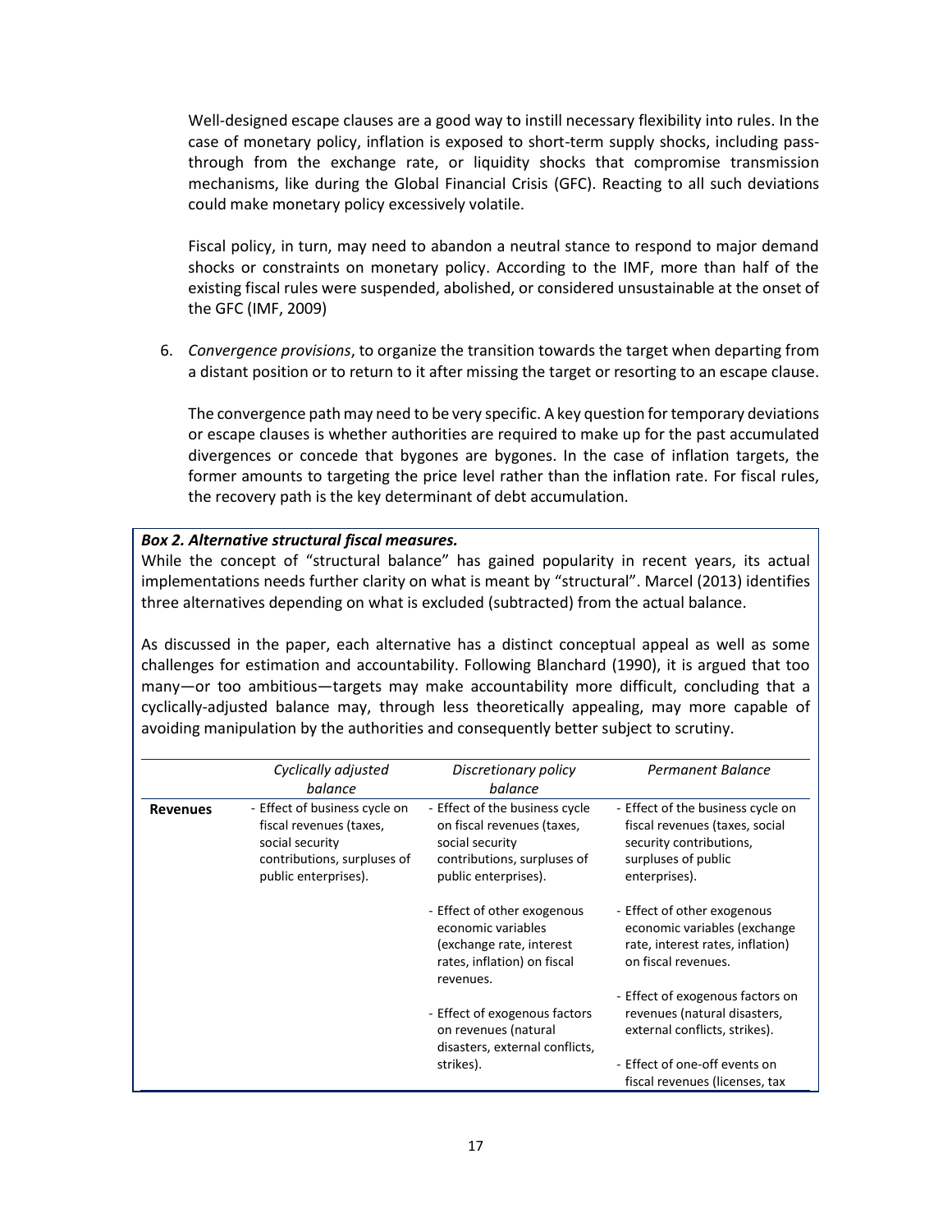Well-designed escape clauses are a good way to instill necessary flexibility into rules. In the case of monetary policy, inflation is exposed to short-term supply shocks, including pass-through from the exchange rate, or liquidity shocks that compromise transmission mechanisms, like during the Global Financial Crisis (GFC). Reacting to all such deviations could make monetary policy excessively volatile.

Fiscal policy, in turn, may need to abandon a neutral stance to respond to major demand shocks or constraints on monetary policy. According to the IMF, more than half of the existing fiscal rules were suspended, abolished, or considered unsustainable at the onset of the GFC (IMF, 2009)

6. *Convergence provisions*, to organize the transition towards the target when departing from a distant position or to return to it after missing the target or resorting to an escape clause.

   The convergence path may need to be very specific. A key question for temporary deviations or escape clauses is whether authorities are required to make up for the past accumulated divergences or concede that bygones are bygones. In the case of inflation targets, the former amounts to targeting the price level rather than the inflation rate. For fiscal rules, the recovery path is the key determinant of debt accumulation.

***Box 2. Alternative structural fiscal measures.***

While the concept of "structural balance" has gained popularity in recent years, its actual implementations needs further clarity on what is meant by "structural". Marcel (2013) identifies three alternatives depending on what is excluded (subtracted) from the actual balance.

As discussed in the paper, each alternative has a distinct conceptual appeal as well as some challenges for estimation and accountability. Following Blanchard (1990), it is argued that too many—or too ambitious—targets may make accountability more difficult, concluding that a cyclically-adjusted balance may, through less theoretically appealing, may more capable of avoiding manipulation by the authorities and consequently better subject to scrutiny.

| | *Cyclically adjusted balance* | *Discretionary policy balance* | *Permanent Balance* |
|---|---|---|---|
| **Revenues** | - Effect of business cycle on fiscal revenues (taxes, social security contributions, surpluses of public enterprises). | - Effect of the business cycle on fiscal revenues (taxes, social security contributions, surpluses of public enterprises). | - Effect of the business cycle on fiscal revenues (taxes, social security contributions, surpluses of public enterprises). |
| | | - Effect of other exogenous economic variables (exchange rate, interest rates, inflation) on fiscal revenues. | - Effect of other exogenous economic variables (exchange rate, interest rates, inflation) on fiscal revenues. |
| | | - Effect of exogenous factors on revenues (natural disasters, external conflicts, strikes). | - Effect of exogenous factors on revenues (natural disasters, external conflicts, strikes). |
| | | | - Effect of one-off events on fiscal revenues (licenses, tax |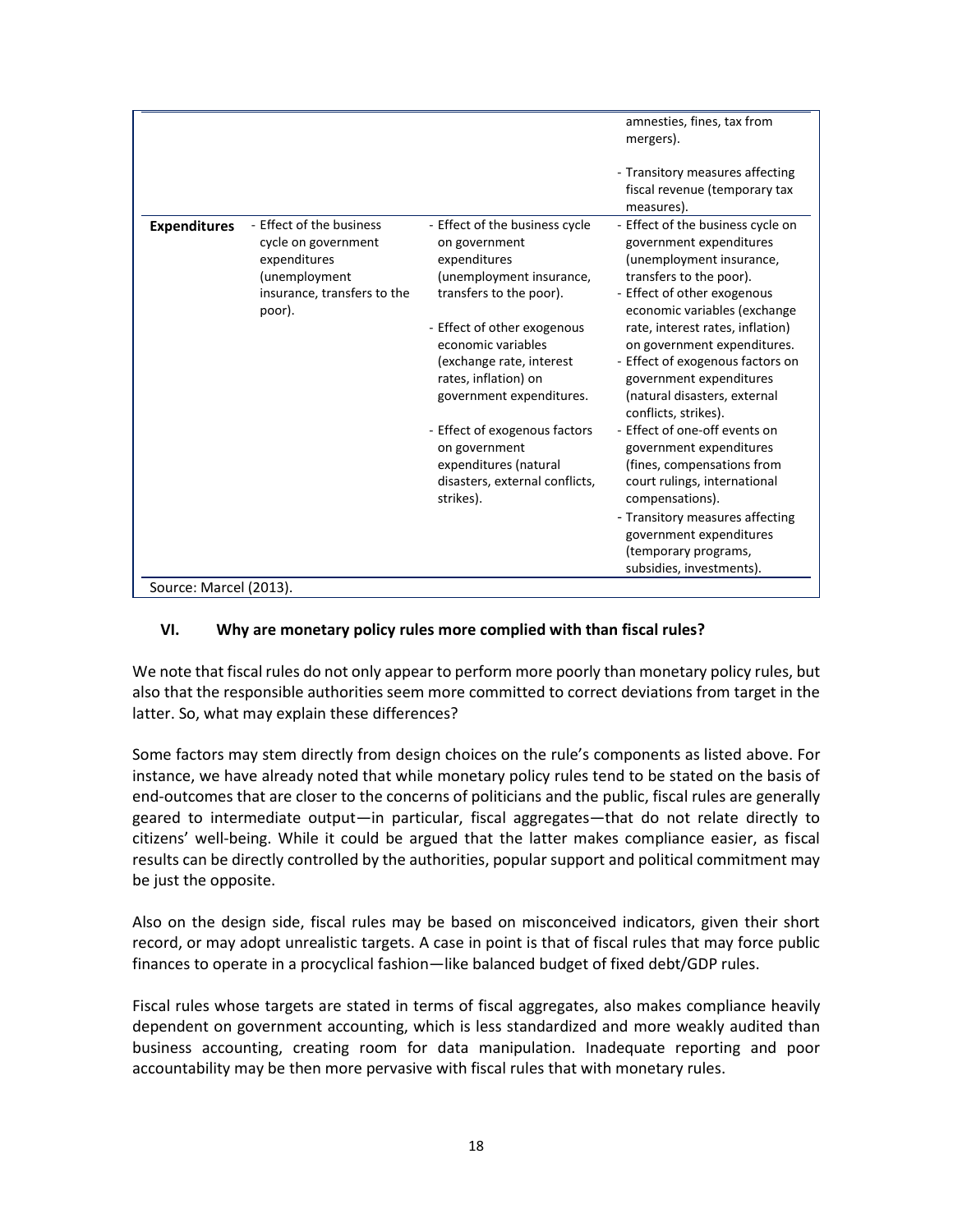| | | | |
|---|---|---|---|
| | | | amnesties, fines, tax from mergers).<br><br>- Transitory measures affecting fiscal revenue (temporary tax measures). |
| **Expenditures** | - Effect of the business cycle on government expenditures (unemployment insurance, transfers to the poor). | - Effect of the business cycle on government expenditures (unemployment insurance, transfers to the poor).<br><br>- Effect of other exogenous economic variables (exchange rate, interest rates, inflation) on government expenditures.<br><br>- Effect of exogenous factors on government expenditures (natural disasters, external conflicts, strikes). | - Effect of the business cycle on government expenditures (unemployment insurance, transfers to the poor).<br>- Effect of other exogenous economic variables (exchange rate, interest rates, inflation) on government expenditures.<br>- Effect of exogenous factors on government expenditures (natural disasters, external conflicts, strikes).<br>- Effect of one-off events on government expenditures (fines, compensations from court rulings, international compensations).<br>- Transitory measures affecting government expenditures (temporary programs, subsidies, investments). |

Source: Marcel (2013).

## VI. Why are monetary policy rules more complied with than fiscal rules?

We note that fiscal rules do not only appear to perform more poorly than monetary policy rules, but also that the responsible authorities seem more committed to correct deviations from target in the latter. So, what may explain these differences?

Some factors may stem directly from design choices on the rule's components as listed above. For instance, we have already noted that while monetary policy rules tend to be stated on the basis of end-outcomes that are closer to the concerns of politicians and the public, fiscal rules are generally geared to intermediate output—in particular, fiscal aggregates—that do not relate directly to citizens' well-being. While it could be argued that the latter makes compliance easier, as fiscal results can be directly controlled by the authorities, popular support and political commitment may be just the opposite.

Also on the design side, fiscal rules may be based on misconceived indicators, given their short record, or may adopt unrealistic targets. A case in point is that of fiscal rules that may force public finances to operate in a procyclical fashion—like balanced budget of fixed debt/GDP rules.

Fiscal rules whose targets are stated in terms of fiscal aggregates, also makes compliance heavily dependent on government accounting, which is less standardized and more weakly audited than business accounting, creating room for data manipulation. Inadequate reporting and poor accountability may be then more pervasive with fiscal rules that with monetary rules.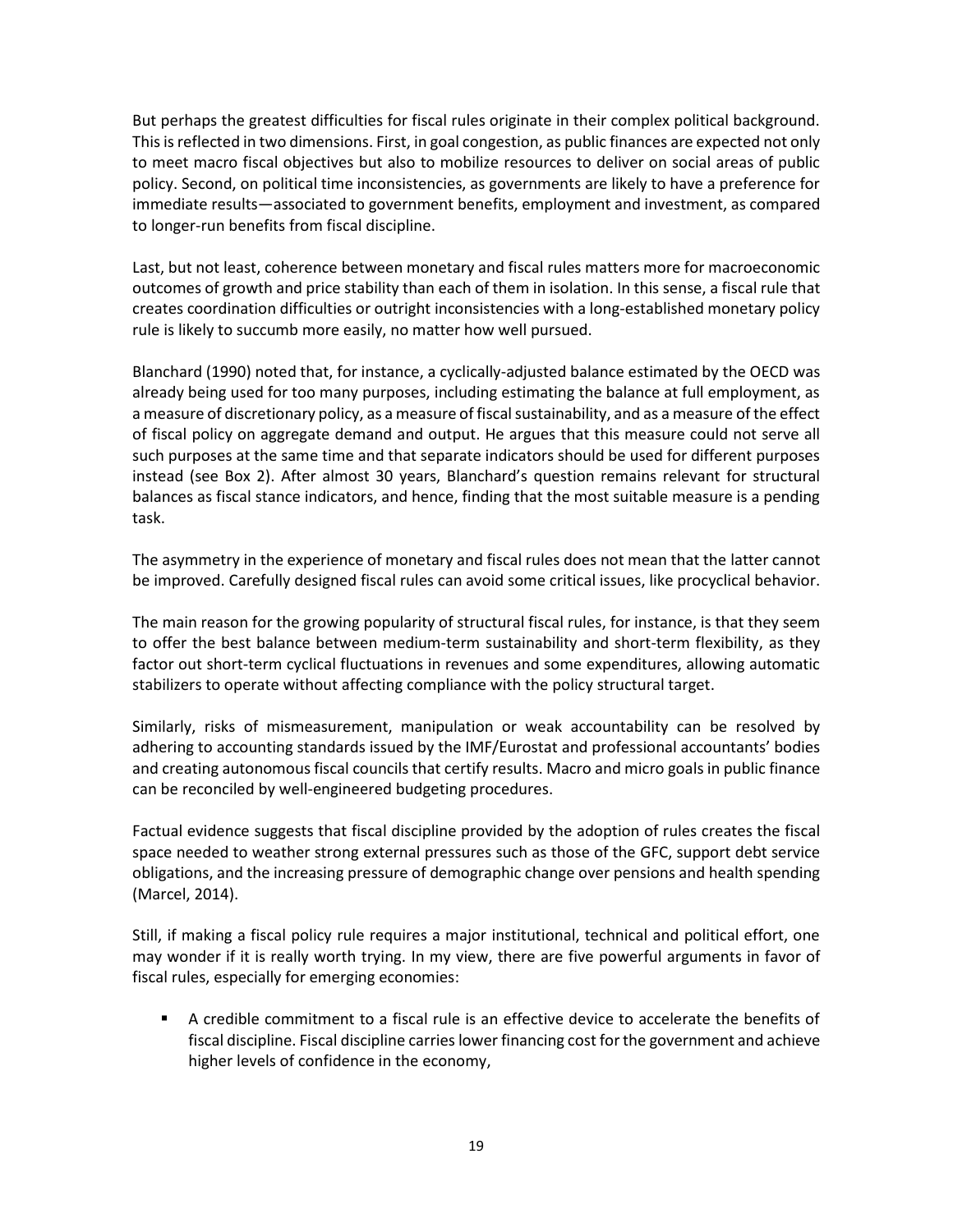But perhaps the greatest difficulties for fiscal rules originate in their complex political background. This is reflected in two dimensions. First, in goal congestion, as public finances are expected not only to meet macro fiscal objectives but also to mobilize resources to deliver on social areas of public policy. Second, on political time inconsistencies, as governments are likely to have a preference for immediate results—associated to government benefits, employment and investment, as compared to longer-run benefits from fiscal discipline.

Last, but not least, coherence between monetary and fiscal rules matters more for macroeconomic outcomes of growth and price stability than each of them in isolation. In this sense, a fiscal rule that creates coordination difficulties or outright inconsistencies with a long-established monetary policy rule is likely to succumb more easily, no matter how well pursued.

Blanchard (1990) noted that, for instance, a cyclically-adjusted balance estimated by the OECD was already being used for too many purposes, including estimating the balance at full employment, as a measure of discretionary policy, as a measure of fiscal sustainability, and as a measure of the effect of fiscal policy on aggregate demand and output. He argues that this measure could not serve all such purposes at the same time and that separate indicators should be used for different purposes instead (see Box 2). After almost 30 years, Blanchard's question remains relevant for structural balances as fiscal stance indicators, and hence, finding that the most suitable measure is a pending task.

The asymmetry in the experience of monetary and fiscal rules does not mean that the latter cannot be improved. Carefully designed fiscal rules can avoid some critical issues, like procyclical behavior.

The main reason for the growing popularity of structural fiscal rules, for instance, is that they seem to offer the best balance between medium-term sustainability and short-term flexibility, as they factor out short-term cyclical fluctuations in revenues and some expenditures, allowing automatic stabilizers to operate without affecting compliance with the policy structural target.

Similarly, risks of mismeasurement, manipulation or weak accountability can be resolved by adhering to accounting standards issued by the IMF/Eurostat and professional accountants' bodies and creating autonomous fiscal councils that certify results. Macro and micro goals in public finance can be reconciled by well-engineered budgeting procedures.

Factual evidence suggests that fiscal discipline provided by the adoption of rules creates the fiscal space needed to weather strong external pressures such as those of the GFC, support debt service obligations, and the increasing pressure of demographic change over pensions and health spending (Marcel, 2014).

Still, if making a fiscal policy rule requires a major institutional, technical and political effort, one may wonder if it is really worth trying. In my view, there are five powerful arguments in favor of fiscal rules, especially for emerging economies:

- A credible commitment to a fiscal rule is an effective device to accelerate the benefits of fiscal discipline. Fiscal discipline carries lower financing cost for the government and achieve higher levels of confidence in the economy,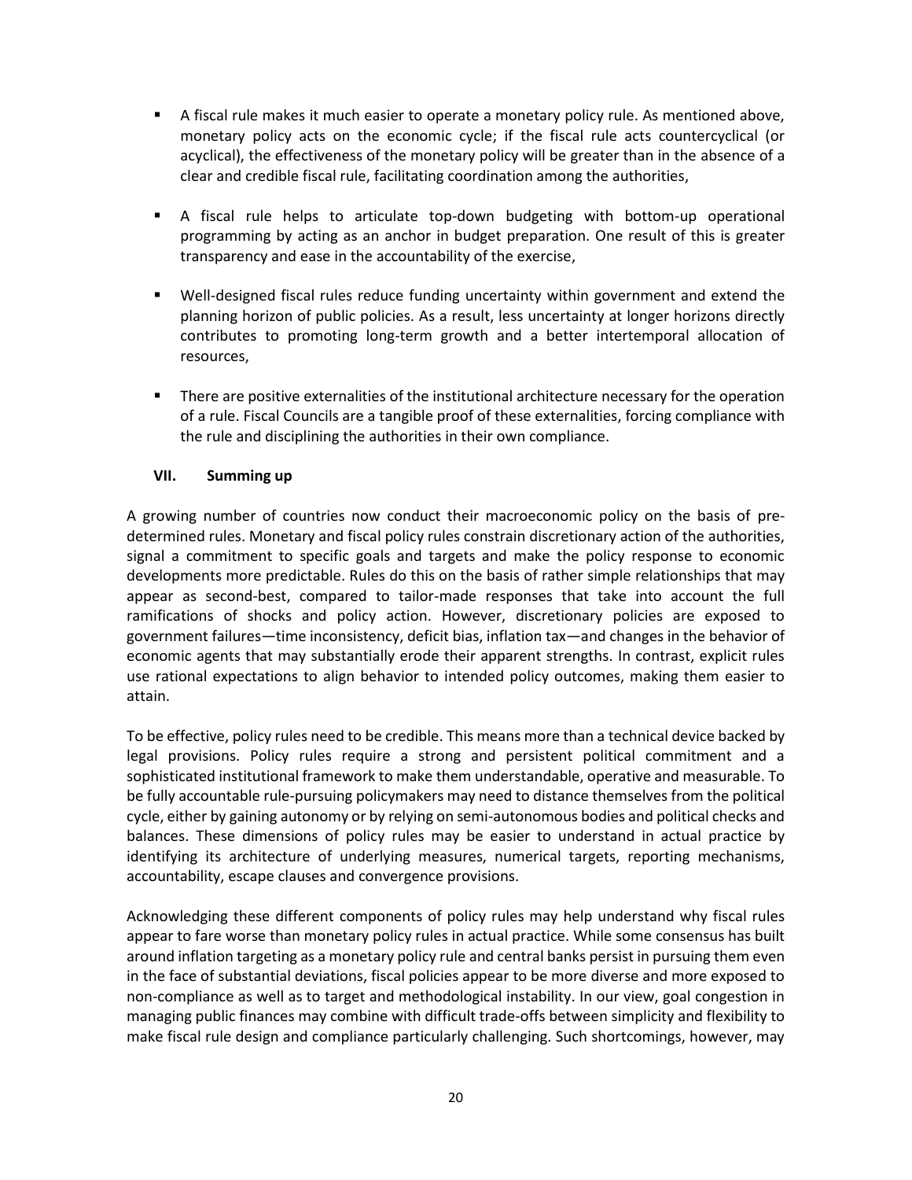- A fiscal rule makes it much easier to operate a monetary policy rule. As mentioned above, monetary policy acts on the economic cycle; if the fiscal rule acts countercyclical (or acyclical), the effectiveness of the monetary policy will be greater than in the absence of a clear and credible fiscal rule, facilitating coordination among the authorities,

- A fiscal rule helps to articulate top-down budgeting with bottom-up operational programming by acting as an anchor in budget preparation. One result of this is greater transparency and ease in the accountability of the exercise,

- Well-designed fiscal rules reduce funding uncertainty within government and extend the planning horizon of public policies. As a result, less uncertainty at longer horizons directly contributes to promoting long-term growth and a better intertemporal allocation of resources,

- There are positive externalities of the institutional architecture necessary for the operation of a rule. Fiscal Councils are a tangible proof of these externalities, forcing compliance with the rule and disciplining the authorities in their own compliance.

## VII. Summing up

A growing number of countries now conduct their macroeconomic policy on the basis of pre-determined rules. Monetary and fiscal policy rules constrain discretionary action of the authorities, signal a commitment to specific goals and targets and make the policy response to economic developments more predictable. Rules do this on the basis of rather simple relationships that may appear as second-best, compared to tailor-made responses that take into account the full ramifications of shocks and policy action. However, discretionary policies are exposed to government failures—time inconsistency, deficit bias, inflation tax—and changes in the behavior of economic agents that may substantially erode their apparent strengths. In contrast, explicit rules use rational expectations to align behavior to intended policy outcomes, making them easier to attain.

To be effective, policy rules need to be credible. This means more than a technical device backed by legal provisions. Policy rules require a strong and persistent political commitment and a sophisticated institutional framework to make them understandable, operative and measurable. To be fully accountable rule-pursuing policymakers may need to distance themselves from the political cycle, either by gaining autonomy or by relying on semi-autonomous bodies and political checks and balances. These dimensions of policy rules may be easier to understand in actual practice by identifying its architecture of underlying measures, numerical targets, reporting mechanisms, accountability, escape clauses and convergence provisions.

Acknowledging these different components of policy rules may help understand why fiscal rules appear to fare worse than monetary policy rules in actual practice. While some consensus has built around inflation targeting as a monetary policy rule and central banks persist in pursuing them even in the face of substantial deviations, fiscal policies appear to be more diverse and more exposed to non-compliance as well as to target and methodological instability. In our view, goal congestion in managing public finances may combine with difficult trade-offs between simplicity and flexibility to make fiscal rule design and compliance particularly challenging. Such shortcomings, however, may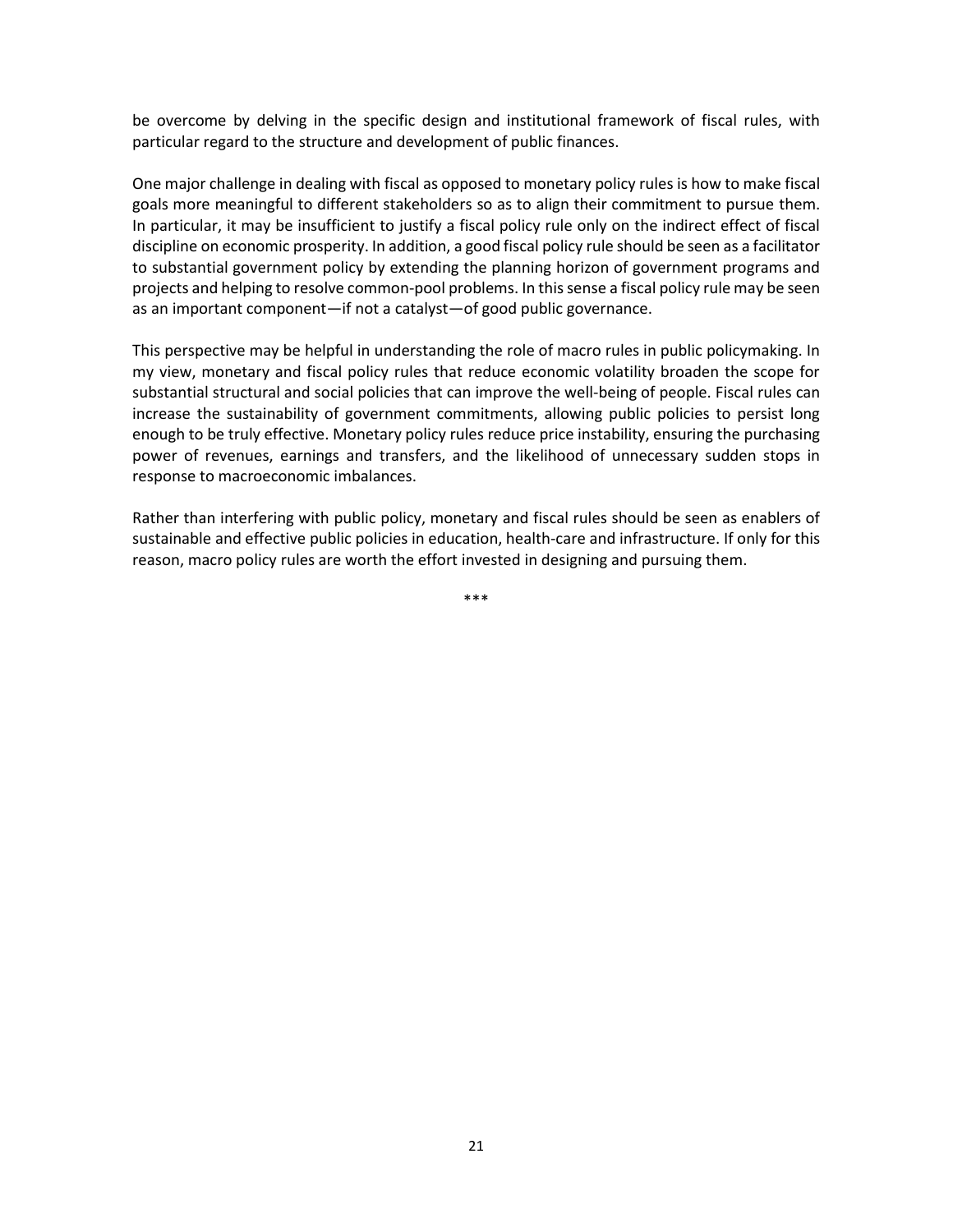be overcome by delving in the specific design and institutional framework of fiscal rules, with particular regard to the structure and development of public finances.

One major challenge in dealing with fiscal as opposed to monetary policy rules is how to make fiscal goals more meaningful to different stakeholders so as to align their commitment to pursue them. In particular, it may be insufficient to justify a fiscal policy rule only on the indirect effect of fiscal discipline on economic prosperity. In addition, a good fiscal policy rule should be seen as a facilitator to substantial government policy by extending the planning horizon of government programs and projects and helping to resolve common-pool problems. In this sense a fiscal policy rule may be seen as an important component—if not a catalyst—of good public governance.

This perspective may be helpful in understanding the role of macro rules in public policymaking. In my view, monetary and fiscal policy rules that reduce economic volatility broaden the scope for substantial structural and social policies that can improve the well-being of people. Fiscal rules can increase the sustainability of government commitments, allowing public policies to persist long enough to be truly effective. Monetary policy rules reduce price instability, ensuring the purchasing power of revenues, earnings and transfers, and the likelihood of unnecessary sudden stops in response to macroeconomic imbalances.

Rather than interfering with public policy, monetary and fiscal rules should be seen as enablers of sustainable and effective public policies in education, health-care and infrastructure. If only for this reason, macro policy rules are worth the effort invested in designing and pursuing them.

***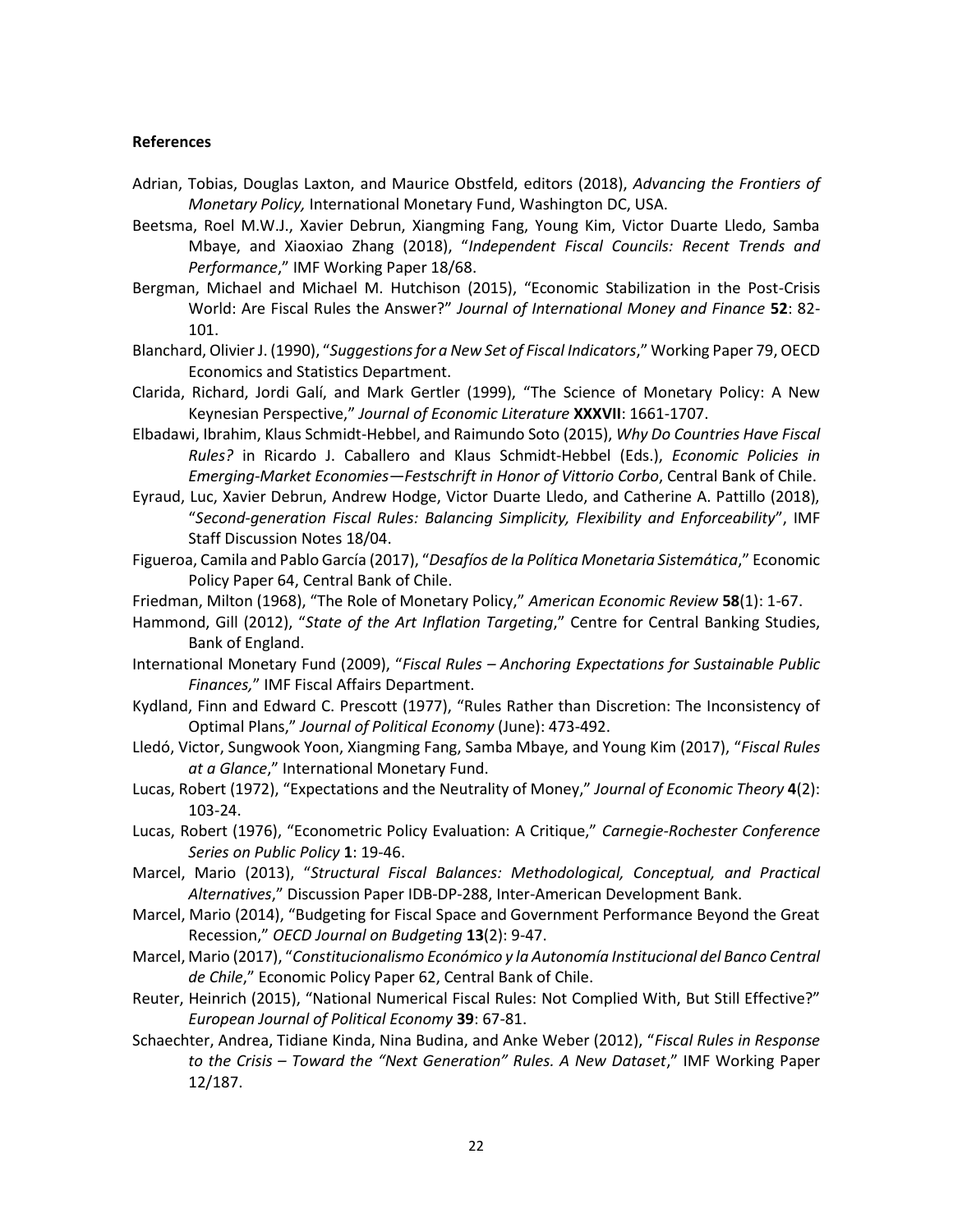**References**

Adrian, Tobias, Douglas Laxton, and Maurice Obstfeld, editors (2018), *Advancing the Frontiers of Monetary Policy,* International Monetary Fund, Washington DC, USA.

Beetsma, Roel M.W.J., Xavier Debrun, Xiangming Fang, Young Kim, Victor Duarte Lledo, Samba Mbaye, and Xiaoxiao Zhang (2018), "*Independent Fiscal Councils: Recent Trends and Performance*," IMF Working Paper 18/68.

Bergman, Michael and Michael M. Hutchison (2015), "Economic Stabilization in the Post-Crisis World: Are Fiscal Rules the Answer?" *Journal of International Money and Finance* **52**: 82-101.

Blanchard, Olivier J. (1990), "*Suggestions for a New Set of Fiscal Indicators*," Working Paper 79, OECD Economics and Statistics Department.

Clarida, Richard, Jordi Galí, and Mark Gertler (1999), "The Science of Monetary Policy: A New Keynesian Perspective," *Journal of Economic Literature* **XXXVII**: 1661-1707.

Elbadawi, Ibrahim, Klaus Schmidt-Hebbel, and Raimundo Soto (2015), *Why Do Countries Have Fiscal Rules?* in Ricardo J. Caballero and Klaus Schmidt-Hebbel (Eds.), *Economic Policies in Emerging-Market Economies—Festschrift in Honor of Vittorio Corbo*, Central Bank of Chile.

Eyraud, Luc, Xavier Debrun, Andrew Hodge, Victor Duarte Lledo, and Catherine A. Pattillo (2018), "*Second-generation Fiscal Rules: Balancing Simplicity, Flexibility and Enforceability*", IMF Staff Discussion Notes 18/04.

Figueroa, Camila and Pablo García (2017), "*Desafíos de la Política Monetaria Sistemática*," Economic Policy Paper 64, Central Bank of Chile.

Friedman, Milton (1968), "The Role of Monetary Policy," *American Economic Review* **58**(1): 1-67.

Hammond, Gill (2012), "*State of the Art Inflation Targeting*," Centre for Central Banking Studies, Bank of England.

International Monetary Fund (2009), "*Fiscal Rules – Anchoring Expectations for Sustainable Public Finances,*" IMF Fiscal Affairs Department.

Kydland, Finn and Edward C. Prescott (1977), "Rules Rather than Discretion: The Inconsistency of Optimal Plans," *Journal of Political Economy* (June): 473-492.

Lledó, Victor, Sungwook Yoon, Xiangming Fang, Samba Mbaye, and Young Kim (2017), "*Fiscal Rules at a Glance*," International Monetary Fund.

Lucas, Robert (1972), "Expectations and the Neutrality of Money," *Journal of Economic Theory* **4**(2): 103-24.

Lucas, Robert (1976), "Econometric Policy Evaluation: A Critique," *Carnegie-Rochester Conference Series on Public Policy* **1**: 19-46.

Marcel, Mario (2013), "*Structural Fiscal Balances: Methodological, Conceptual, and Practical Alternatives*," Discussion Paper IDB-DP-288, Inter-American Development Bank.

Marcel, Mario (2014), "Budgeting for Fiscal Space and Government Performance Beyond the Great Recession," *OECD Journal on Budgeting* **13**(2): 9-47.

Marcel, Mario (2017), "*Constitucionalismo Económico y la Autonomía Institucional del Banco Central de Chile*," Economic Policy Paper 62, Central Bank of Chile.

Reuter, Heinrich (2015), "National Numerical Fiscal Rules: Not Complied With, But Still Effective?" *European Journal of Political Economy* **39**: 67-81.

Schaechter, Andrea, Tidiane Kinda, Nina Budina, and Anke Weber (2012), "*Fiscal Rules in Response to the Crisis – Toward the "Next Generation" Rules. A New Dataset*," IMF Working Paper 12/187.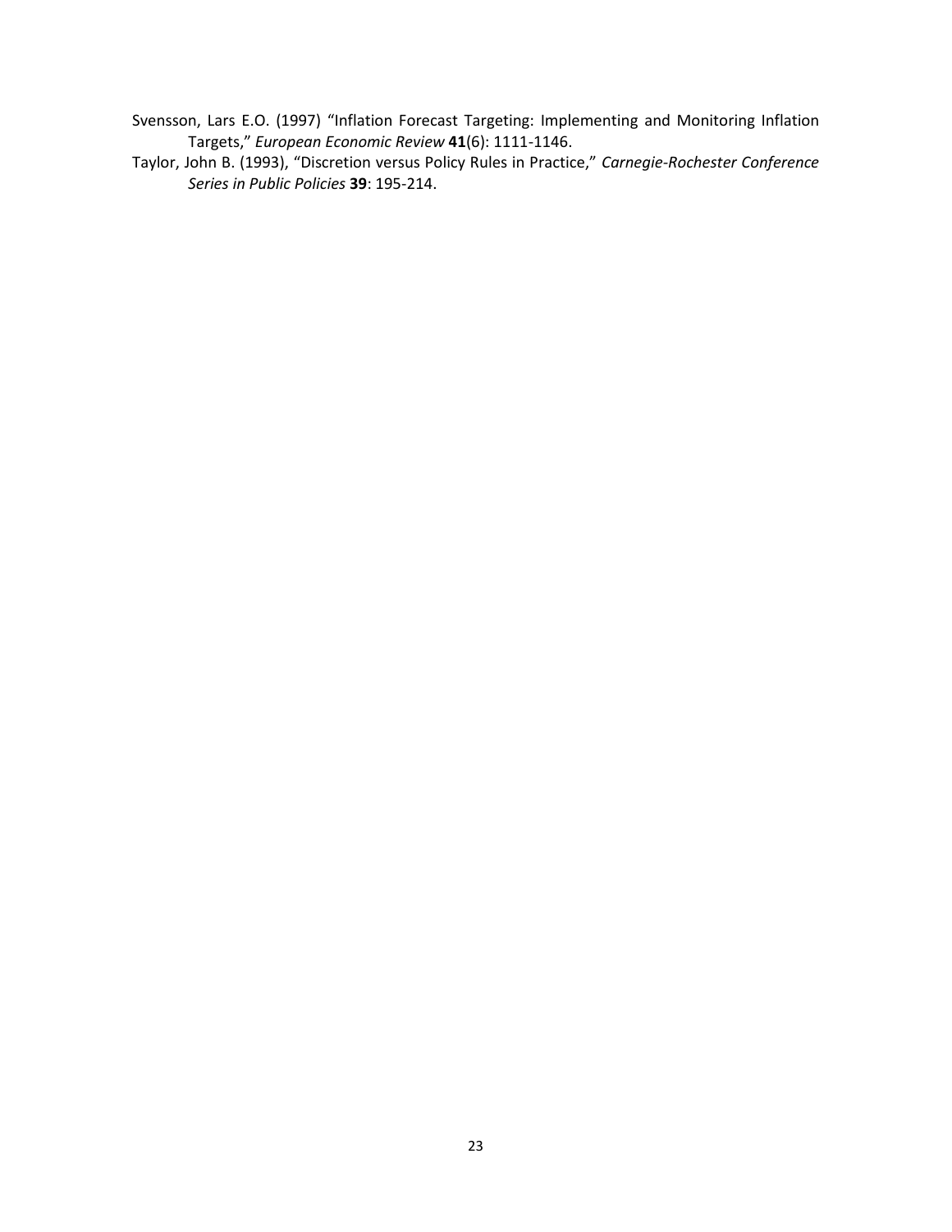Svensson, Lars E.O. (1997) “Inflation Forecast Targeting: Implementing and Monitoring Inflation Targets,” *European Economic Review* **41**(6): 1111-1146.

Taylor, John B. (1993), “Discretion versus Policy Rules in Practice,” *Carnegie-Rochester Conference Series in Public Policies* **39**: 195-214.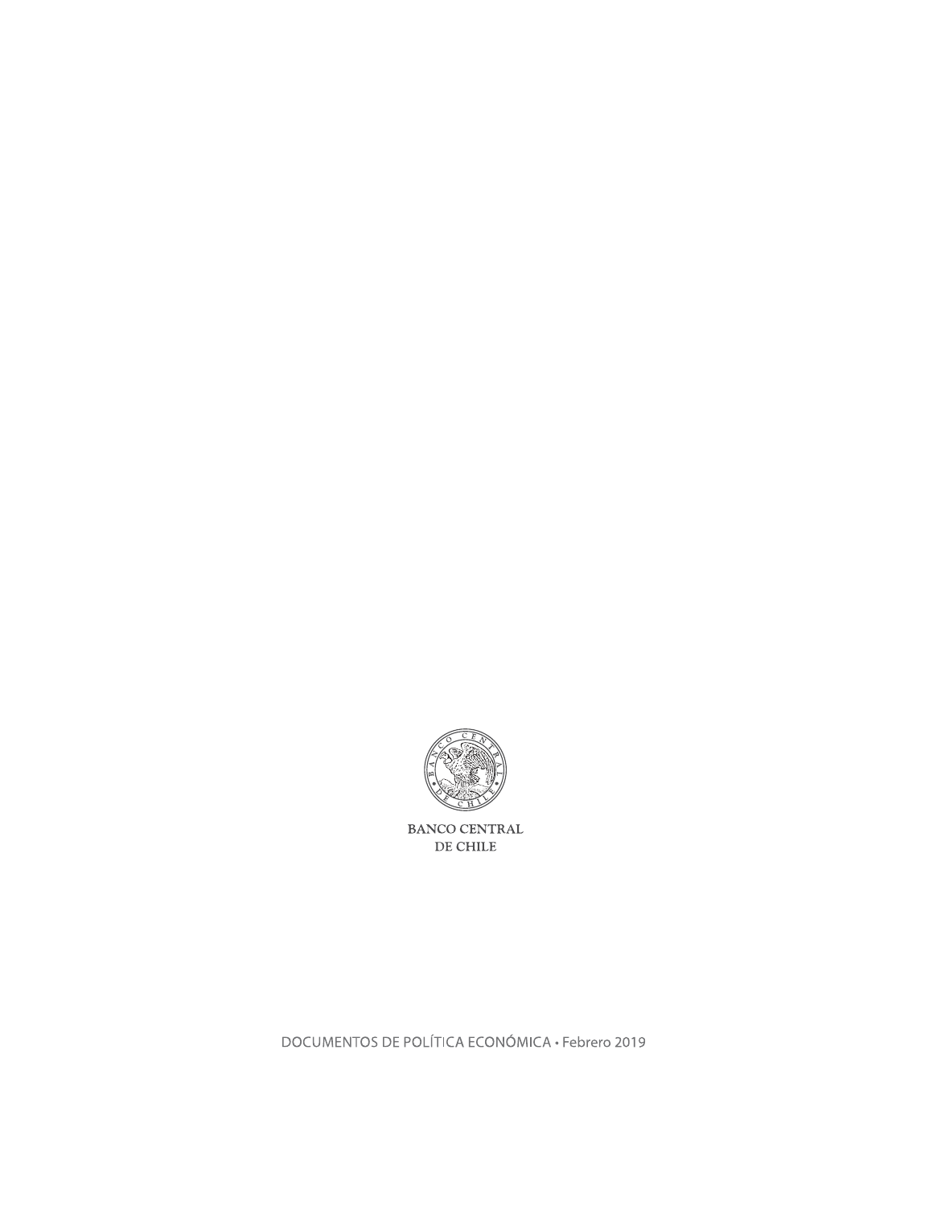BANCO CENTRAL
DE CHILE

DOCUMENTOS DE POLÍTICA ECONÓMICA • Febrero 2019